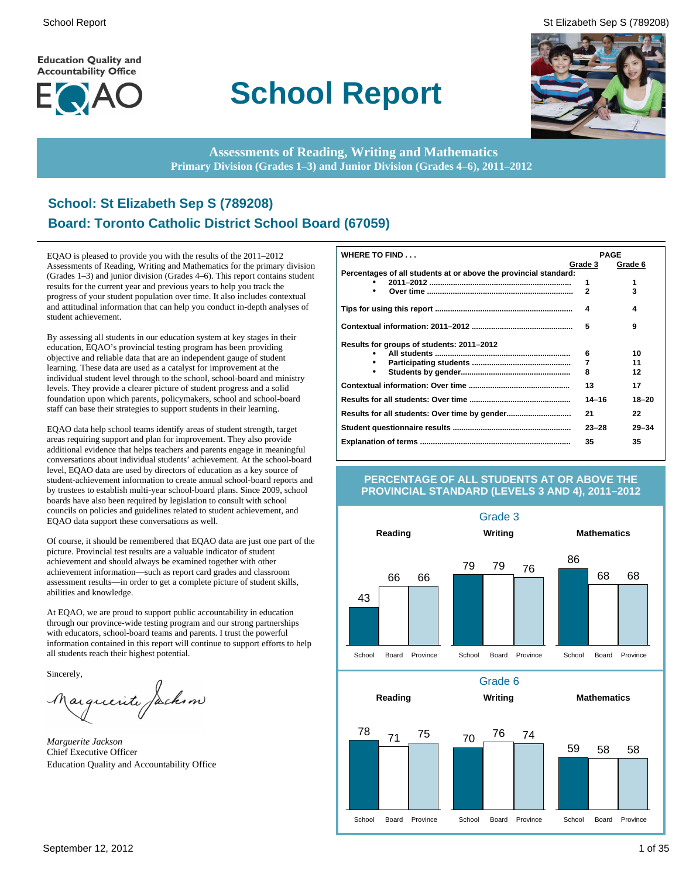Education Quality and Accountability Office

EQAO

# School Report

**Assessments of Reading, Writing and Mathematics**
**Primary Division (Grades 1–3) and Junior Division (Grades 4–6), 2011–2012**

## School: St Elizabeth Sep S (789208)
## Board: Toronto Catholic District School Board (67059)

EQAO is pleased to provide you with the results of the 2011–2012 Assessments of Reading, Writing and Mathematics for the primary division (Grades 1–3) and junior division (Grades 4–6). This report contains student results for the current year and previous years to help you track the progress of your student population over time. It also includes contextual and attitudinal information that can help you conduct in-depth analyses of student achievement.

By assessing all students in our education system at key stages in their education, EQAO's provincial testing program has been providing objective and reliable data that are an independent gauge of student learning. These data are used as a catalyst for improvement at the individual student level through to the school, school-board and ministry levels. They provide a clearer picture of student progress and a solid foundation upon which parents, policymakers, school and school-board staff can base their strategies to support students in their learning.

EQAO data help school teams identify areas of student strength, target areas requiring support and plan for improvement. They also provide additional evidence that helps teachers and parents engage in meaningful conversations about individual students' achievement. At the school-board level, EQAO data are used by directors of education as a key source of student-achievement information to create annual school-board reports and by trustees to establish multi-year school-board plans. Since 2009, school boards have also been required by legislation to consult with school councils on policies and guidelines related to student achievement, and EQAO data support these conversations as well.

Of course, it should be remembered that EQAO data are just one part of the picture. Provincial test results are a valuable indicator of student achievement and should always be examined together with other achievement information—such as report card grades and classroom assessment results—in order to get a complete picture of student skills, abilities and knowledge.

At EQAO, we are proud to support public accountability in education through our province-wide testing program and our strong partnerships with educators, school-board teams and parents. I trust the powerful information contained in this report will continue to support efforts to help all students reach their highest potential.

Sincerely,

*Marguerite Jackson*
Chief Executive Officer
Education Quality and Accountability Office

| WHERE TO FIND . . . | PAGE Grade 3 | PAGE Grade 6 |
|---|---|---|
| **Percentages of all students at or above the provincial standard:** | | |
| • 2011–2012 | 1 | 1 |
| • Over time | 2 | 3 |
| **Tips for using this report** | 4 | 4 |
| **Contextual information: 2011–2012** | 5 | 9 |
| **Results for groups of students: 2011–2012** | | |
| • All students | 6 | 10 |
| • Participating students | 7 | 11 |
| • Students by gender | 8 | 12 |
| **Contextual information: Over time** | 13 | 17 |
| **Results for all students: Over time** | 14–16 | 18–20 |
| **Results for all students: Over time by gender** | 21 | 22 |
| **Student questionnaire results** | 23–28 | 29–34 |
| **Explanation of terms** | 35 | 35 |

### PERCENTAGE OF ALL STUDENTS AT OR ABOVE THE PROVINCIAL STANDARD (LEVELS 3 AND 4), 2011–2012

**Grade 3**

| | School | Board | Province |
|---|---|---|---|
| Reading | 43 | 66 | 66 |
| Writing | 79 | 79 | 76 |
| Mathematics | 86 | 68 | 68 |

**Grade 6**

| | School | Board | Province |
|---|---|---|---|
| Reading | 78 | 71 | 75 |
| Writing | 70 | 76 | 74 |
| Mathematics | 59 | 58 | 58 |

September 12, 2012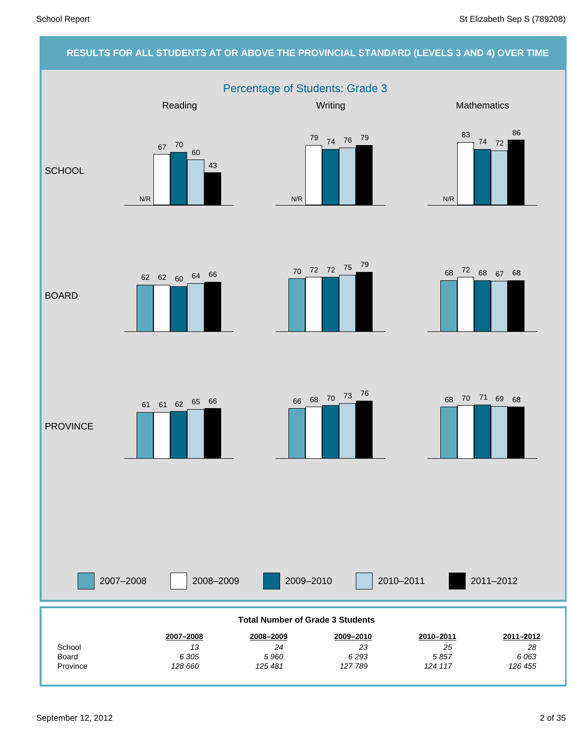## RESULTS FOR ALL STUDENTS AT OR ABOVE THE PROVINCIAL STANDARD (LEVELS 3 AND 4) OVER TIME

### Percentage of Students: Grade 3

| | Year | Reading | Writing | Mathematics |
|---|---|---|---|---|
| SCHOOL | 2007–2008 | N/R | N/R | N/R |
| | 2008–2009 | 67 | 79 | 83 |
| | 2009–2010 | 70 | 74 | 74 |
| | 2010–2011 | 60 | 76 | 72 |
| | 2011–2012 | 43 | 79 | 86 |
| BOARD | 2007–2008 | 62 | 70 | 68 |
| | 2008–2009 | 62 | 72 | 72 |
| | 2009–2010 | 60 | 72 | 68 |
| | 2010–2011 | 64 | 75 | 67 |
| | 2011–2012 | 66 | 79 | 68 |
| PROVINCE | 2007–2008 | 61 | 66 | 68 |
| | 2008–2009 | 61 | 68 | 70 |
| | 2009–2010 | 62 | 70 | 71 |
| | 2010–2011 | 65 | 73 | 69 |
| | 2011–2012 | 66 | 76 | 68 |

**Total Number of Grade 3 Students**

| | 2007–2008 | 2008–2009 | 2009–2010 | 2010–2011 | 2011–2012 |
|---|---|---|---|---|---|
| School | *13* | *24* | *23* | *25* | *28* |
| Board | *6 305* | *5 960* | *6 293* | *5 857* | *6 063* |
| Province | *128 660* | *125 481* | *127 789* | *124 117* | *126 455* |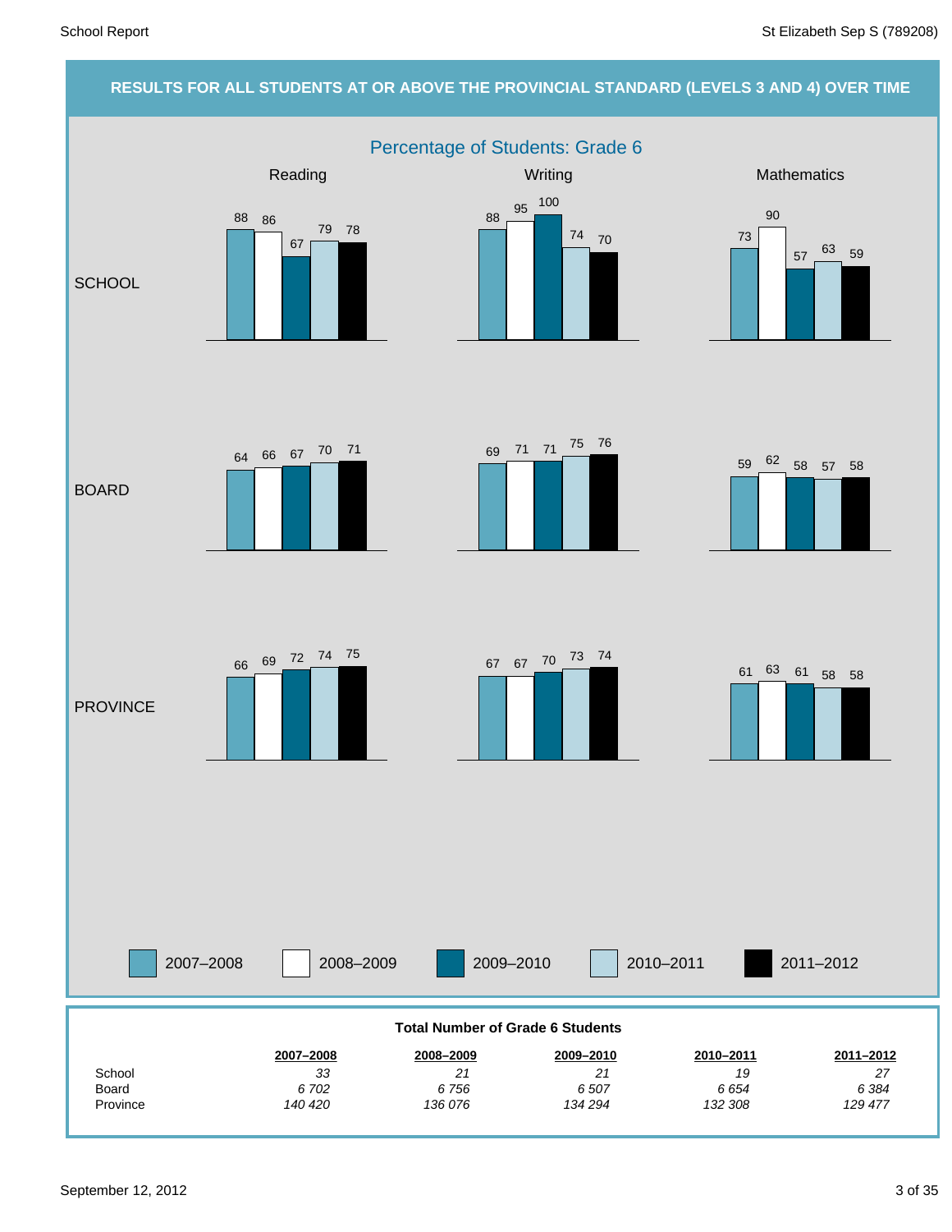## RESULTS FOR ALL STUDENTS AT OR ABOVE THE PROVINCIAL STANDARD (LEVELS 3 AND 4) OVER TIME

### Percentage of Students: Grade 6

| | Reading 2007–2008 | Reading 2008–2009 | Reading 2009–2010 | Reading 2010–2011 | Reading 2011–2012 | Writing 2007–2008 | Writing 2008–2009 | Writing 2009–2010 | Writing 2010–2011 | Writing 2011–2012 | Mathematics 2007–2008 | Mathematics 2008–2009 | Mathematics 2009–2010 | Mathematics 2010–2011 | Mathematics 2011–2012 |
|---|---|---|---|---|---|---|---|---|---|---|---|---|---|---|---|
| SCHOOL | 88 | 86 | 67 | 79 | 78 | 88 | 95 | 100 | 74 | 70 | 73 | 90 | 57 | 63 | 59 |
| BOARD | 64 | 66 | 67 | 70 | 71 | 69 | 71 | 71 | 75 | 76 | 59 | 62 | 58 | 57 | 58 |
| PROVINCE | 66 | 69 | 72 | 74 | 75 | 67 | 67 | 70 | 73 | 74 | 61 | 63 | 61 | 58 | 58 |

### Total Number of Grade 6 Students

| | 2007–2008 | 2008–2009 | 2009–2010 | 2010–2011 | 2011–2012 |
|---|---|---|---|---|---|
| School | *33* | *21* | *21* | *19* | *27* |
| Board | *6 702* | *6 756* | *6 507* | *6 654* | *6 384* |
| Province | *140 420* | *136 076* | *134 294* | *132 308* | *129 477* |

September 12, 2012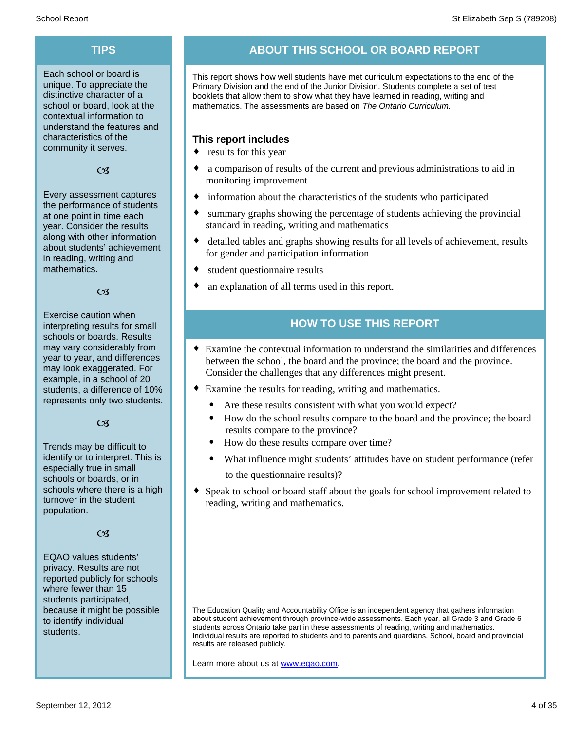## TIPS

Each school or board is unique. To appreciate the distinctive character of a school or board, look at the contextual information to understand the features and characteristics of the community it serves.

Every assessment captures the performance of students at one point in time each year. Consider the results along with other information about students' achievement in reading, writing and mathematics.

Exercise caution when interpreting results for small schools or boards. Results may vary considerably from year to year, and differences may look exaggerated. For example, in a school of 20 students, a difference of 10% represents only two students.

Trends may be difficult to identify or to interpret. This is especially true in small schools or boards, or in schools where there is a high turnover in the student population.

EQAO values students' privacy. Results are not reported publicly for schools where fewer than 15 students participated, because it might be possible to identify individual students.

## ABOUT THIS SCHOOL OR BOARD REPORT

This report shows how well students have met curriculum expectations to the end of the Primary Division and the end of the Junior Division. Students complete a set of test booklets that allow them to show what they have learned in reading, writing and mathematics. The assessments are based on *The Ontario Curriculum.*

### This report includes

- results for this year
- a comparison of results of the current and previous administrations to aid in monitoring improvement
- information about the characteristics of the students who participated
- summary graphs showing the percentage of students achieving the provincial standard in reading, writing and mathematics
- detailed tables and graphs showing results for all levels of achievement, results for gender and participation information
- student questionnaire results
- an explanation of all terms used in this report.

## HOW TO USE THIS REPORT

- Examine the contextual information to understand the similarities and differences between the school, the board and the province; the board and the province. Consider the challenges that any differences might present.
- Examine the results for reading, writing and mathematics.
  - Are these results consistent with what you would expect?
  - How do the school results compare to the board and the province; the board results compare to the province?
  - How do these results compare over time?
  - What influence might students' attitudes have on student performance (refer to the questionnaire results)?
- Speak to school or board staff about the goals for school improvement related to reading, writing and mathematics.

The Education Quality and Accountability Office is an independent agency that gathers information about student achievement through province-wide assessments. Each year, all Grade 3 and Grade 6 students across Ontario take part in these assessments of reading, writing and mathematics. Individual results are reported to students and to parents and guardians. School, board and provincial results are released publicly.

Learn more about us at [www.eqao.com](http://www.eqao.com).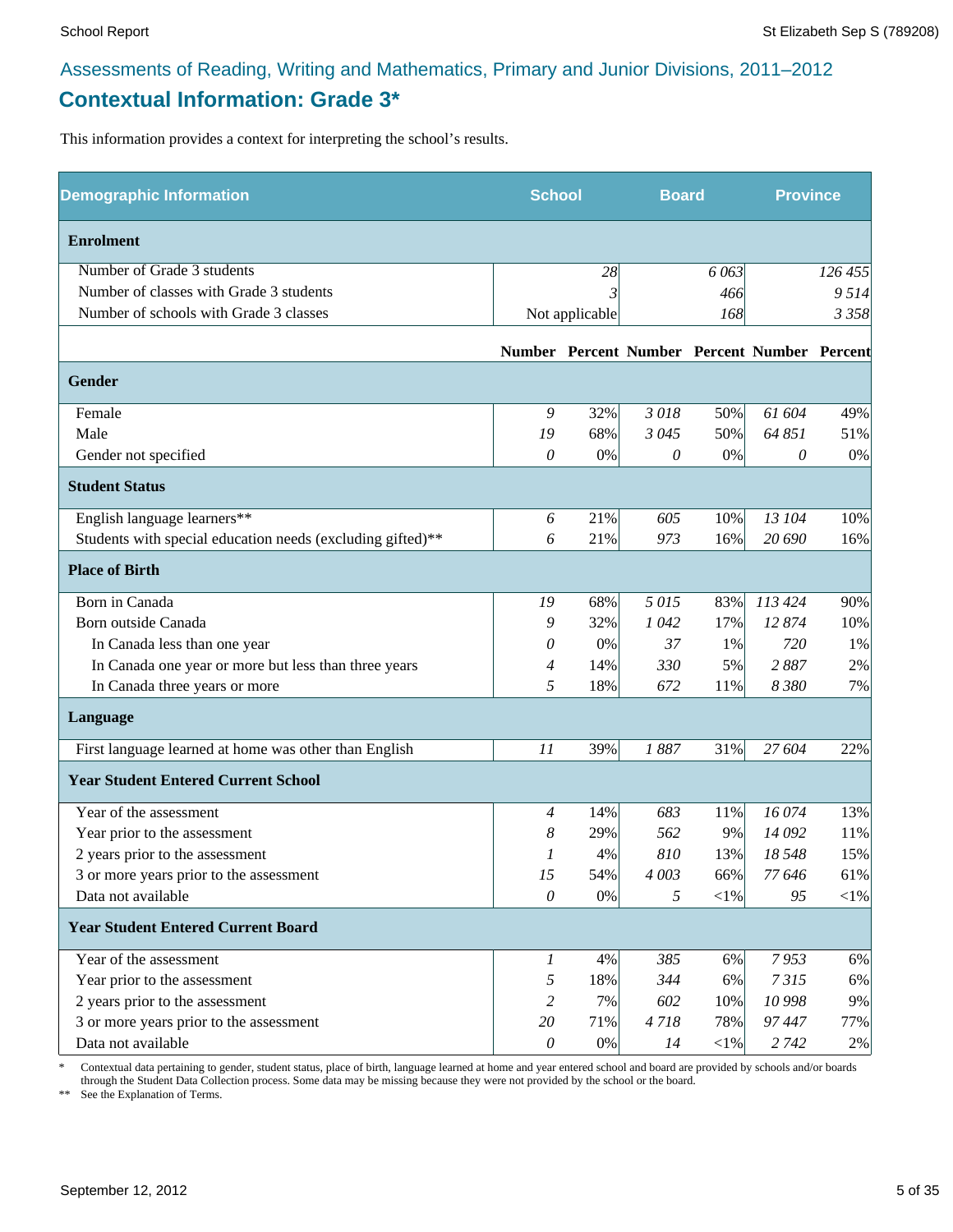## Assessments of Reading, Writing and Mathematics, Primary and Junior Divisions, 2011–2012

# Contextual Information: Grade 3*

This information provides a context for interpreting the school's results.

| Demographic Information | School | | Board | | Province | |
|---|---|---|---|---|---|---|
| **Enrolment** | | | | | | |
| Number of Grade 3 students | | *28* | | *6 063* | | *126 455* |
| Number of classes with Grade 3 students | | *3* | | *466* | | *9 514* |
| Number of schools with Grade 3 classes | | Not applicable | | *168* | | *3 358* |
| | **Number** | **Percent** | **Number** | **Percent** | **Number** | **Percent** |
| **Gender** | | | | | | |
| Female | *9* | 32% | *3 018* | 50% | *61 604* | 49% |
| Male | *19* | 68% | *3 045* | 50% | *64 851* | 51% |
| Gender not specified | *0* | 0% | *0* | 0% | *0* | 0% |
| **Student Status** | | | | | | |
| English language learners** | *6* | 21% | *605* | 10% | *13 104* | 10% |
| Students with special education needs (excluding gifted)** | *6* | 21% | *973* | 16% | *20 690* | 16% |
| **Place of Birth** | | | | | | |
| Born in Canada | *19* | 68% | *5 015* | 83% | *113 424* | 90% |
| Born outside Canada | *9* | 32% | *1 042* | 17% | *12 874* | 10% |
| In Canada less than one year | *0* | 0% | *37* | 1% | *720* | 1% |
| In Canada one year or more but less than three years | *4* | 14% | *330* | 5% | *2 887* | 2% |
| In Canada three years or more | *5* | 18% | *672* | 11% | *8 380* | 7% |
| **Language** | | | | | | |
| First language learned at home was other than English | *11* | 39% | *1 887* | 31% | *27 604* | 22% |
| **Year Student Entered Current School** | | | | | | |
| Year of the assessment | *4* | 14% | *683* | 11% | *16 074* | 13% |
| Year prior to the assessment | *8* | 29% | *562* | 9% | *14 092* | 11% |
| 2 years prior to the assessment | *1* | 4% | *810* | 13% | *18 548* | 15% |
| 3 or more years prior to the assessment | *15* | 54% | *4 003* | 66% | *77 646* | 61% |
| Data not available | *0* | 0% | *5* | <1% | *95* | <1% |
| **Year Student Entered Current Board** | | | | | | |
| Year of the assessment | *1* | 4% | *385* | 6% | *7 953* | 6% |
| Year prior to the assessment | *5* | 18% | *344* | 6% | *7 315* | 6% |
| 2 years prior to the assessment | *2* | 7% | *602* | 10% | *10 998* | 9% |
| 3 or more years prior to the assessment | *20* | 71% | *4 718* | 78% | *97 447* | 77% |
| Data not available | *0* | 0% | *14* | <1% | *2 742* | 2% |

\* Contextual data pertaining to gender, student status, place of birth, language learned at home and year entered school and board are provided by schools and/or boards through the Student Data Collection process. Some data may be missing because they were not provided by the school or the board.

** See the Explanation of Terms.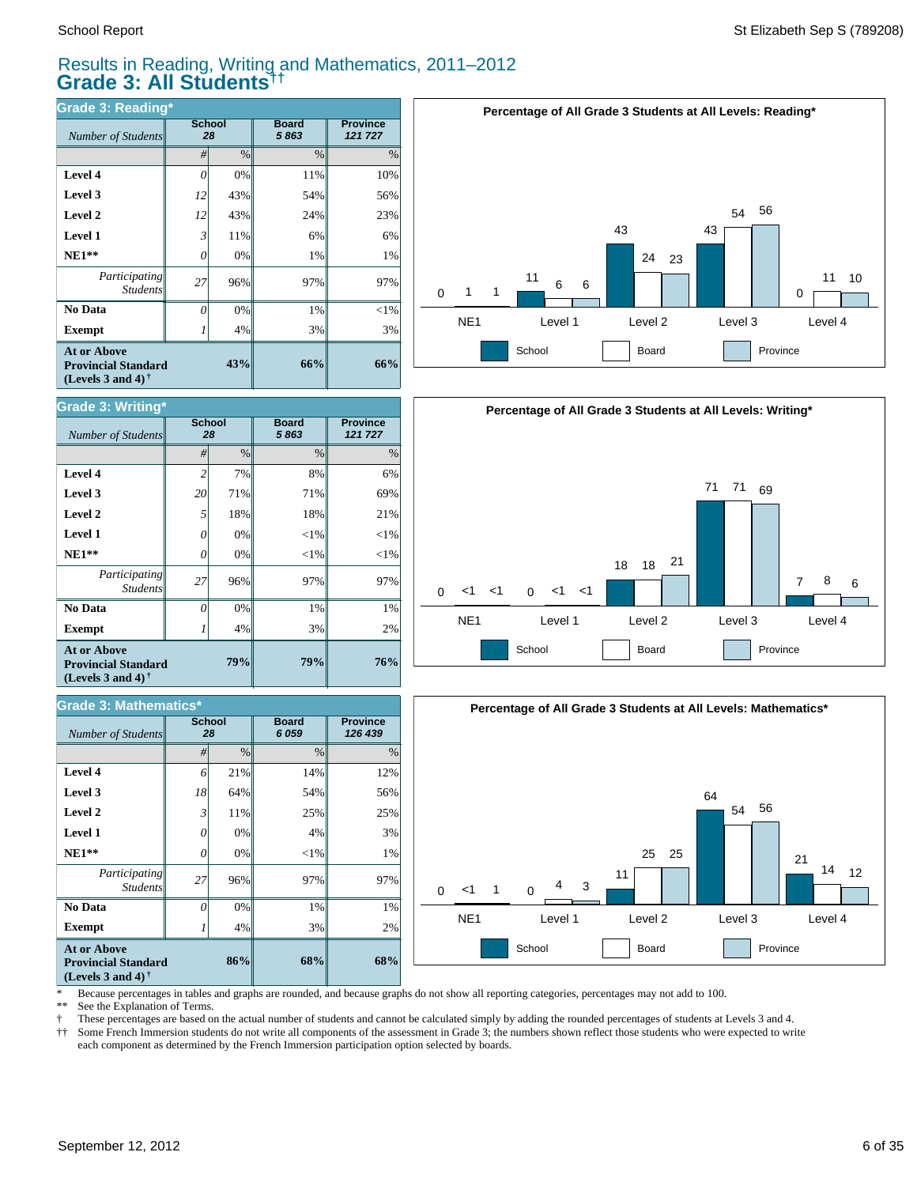# Results in Reading, Writing and Mathematics, 2011–2012

## Grade 3: All Students††

### Grade 3: Reading*

| *Number of Students* | School 28 | | Board 5 863 | Province 121 727 |
|---|---|---|---|---|
| | # | % | % | % |
| **Level 4** | 0 | 0% | 11% | 10% |
| **Level 3** | 12 | 43% | 54% | 56% |
| **Level 2** | 12 | 43% | 24% | 23% |
| **Level 1** | 3 | 11% | 6% | 6% |
| **NE1**** | 0 | 0% | 1% | 1% |
| *Participating Students* | 27 | 96% | 97% | 97% |
| **No Data** | 0 | 0% | 1% | <1% |
| **Exempt** | 1 | 4% | 3% | 3% |
| **At or Above Provincial Standard (Levels 3 and 4)†** | | **43%** | **66%** | **66%** |

**Percentage of All Grade 3 Students at All Levels: Reading***

| | NE1 | Level 1 | Level 2 | Level 3 | Level 4 |
|---|---|---|---|---|---|
| School | 0 | 11 | 43 | 43 | 0 |
| Board | 1 | 6 | 24 | 54 | 11 |
| Province | 1 | 6 | 23 | 56 | 10 |

### Grade 3: Writing*

| *Number of Students* | School 28 | | Board 5 863 | Province 121 727 |
|---|---|---|---|---|
| | # | % | % | % |
| **Level 4** | 2 | 7% | 8% | 6% |
| **Level 3** | 20 | 71% | 71% | 69% |
| **Level 2** | 5 | 18% | 18% | 21% |
| **Level 1** | 0 | 0% | <1% | <1% |
| **NE1**** | 0 | 0% | <1% | <1% |
| *Participating Students* | 27 | 96% | 97% | 97% |
| **No Data** | 0 | 0% | 1% | 1% |
| **Exempt** | 1 | 4% | 3% | 2% |
| **At or Above Provincial Standard (Levels 3 and 4)†** | | **79%** | **79%** | **76%** |

**Percentage of All Grade 3 Students at All Levels: Writing***

| | NE1 | Level 1 | Level 2 | Level 3 | Level 4 |
|---|---|---|---|---|---|
| School | 0 | 0 | 18 | 71 | 7 |
| Board | <1 | <1 | 18 | 71 | 8 |
| Province | <1 | <1 | 21 | 69 | 6 |

### Grade 3: Mathematics*

| *Number of Students* | School 28 | | Board 6 059 | Province 126 439 |
|---|---|---|---|---|
| | # | % | % | % |
| **Level 4** | 6 | 21% | 14% | 12% |
| **Level 3** | 18 | 64% | 54% | 56% |
| **Level 2** | 3 | 11% | 25% | 25% |
| **Level 1** | 0 | 0% | 4% | 3% |
| **NE1**** | 0 | 0% | <1% | 1% |
| *Participating Students* | 27 | 96% | 97% | 97% |
| **No Data** | 0 | 0% | 1% | 1% |
| **Exempt** | 1 | 4% | 3% | 2% |
| **At or Above Provincial Standard (Levels 3 and 4)†** | | **86%** | **68%** | **68%** |

**Percentage of All Grade 3 Students at All Levels: Mathematics***

| | NE1 | Level 1 | Level 2 | Level 3 | Level 4 |
|---|---|---|---|---|---|
| School | 0 | 0 | 11 | 64 | 21 |
| Board | <1 | 4 | 25 | 54 | 14 |
| Province | 1 | 3 | 25 | 56 | 12 |

\* Because percentages in tables and graphs are rounded, and because graphs do not show all reporting categories, percentages may not add to 100.

** See the Explanation of Terms.

† These percentages are based on the actual number of students and cannot be calculated simply by adding the rounded percentages of students at Levels 3 and 4.

†† Some French Immersion students do not write all components of the assessment in Grade 3; the numbers shown reflect those students who were expected to write each component as determined by the French Immersion participation option selected by boards.

September 12, 2012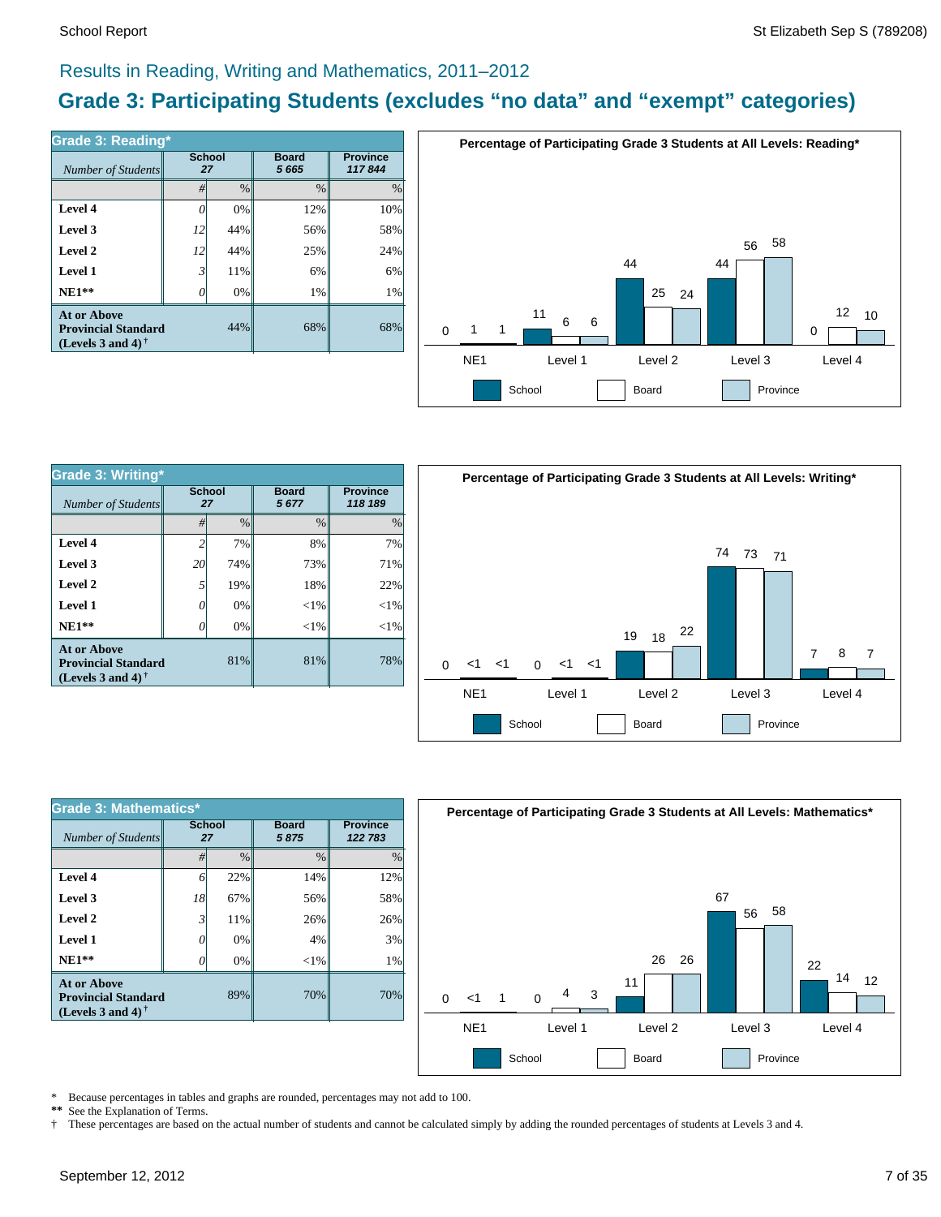## Results in Reading, Writing and Mathematics, 2011–2012

# Grade 3: Participating Students (excludes "no data" and "exempt" categories)

| Grade 3: Reading* | School | | Board | Province |
|---|---|---|---|---|
| *Number of Students* | 27 | | 5 665 | 117 844 |
| | # | % | % | % |
| **Level 4** | 0 | 0% | 12% | 10% |
| **Level 3** | 12 | 44% | 56% | 58% |
| **Level 2** | 12 | 44% | 25% | 24% |
| **Level 1** | 3 | 11% | 6% | 6% |
| **NE1**** | 0 | 0% | 1% | 1% |
| **At or Above Provincial Standard (Levels 3 and 4)†** | | 44% | 68% | 68% |

**Percentage of Participating Grade 3 Students at All Levels: Reading***

| | NE1 | Level 1 | Level 2 | Level 3 | Level 4 |
|---|---|---|---|---|---|
| School | 0 | 11 | 44 | 44 | 0 |
| Board | 1 | 6 | 25 | 56 | 12 |
| Province | 1 | 6 | 24 | 58 | 10 |

| Grade 3: Writing* | School | | Board | Province |
|---|---|---|---|---|
| *Number of Students* | 27 | | 5 677 | 118 189 |
| | # | % | % | % |
| **Level 4** | 2 | 7% | 8% | 7% |
| **Level 3** | 20 | 74% | 73% | 71% |
| **Level 2** | 5 | 19% | 18% | 22% |
| **Level 1** | 0 | 0% | <1% | <1% |
| **NE1**** | 0 | 0% | <1% | <1% |
| **At or Above Provincial Standard (Levels 3 and 4)†** | | 81% | 81% | 78% |

**Percentage of Participating Grade 3 Students at All Levels: Writing***

| | NE1 | Level 1 | Level 2 | Level 3 | Level 4 |
|---|---|---|---|---|---|
| School | 0 | 0 | 19 | 74 | 7 |
| Board | <1 | <1 | 18 | 73 | 8 |
| Province | <1 | <1 | 22 | 71 | 7 |

| Grade 3: Mathematics* | School | | Board | Province |
|---|---|---|---|---|
| *Number of Students* | 27 | | 5 875 | 122 783 |
| | # | % | % | % |
| **Level 4** | 6 | 22% | 14% | 12% |
| **Level 3** | 18 | 67% | 56% | 58% |
| **Level 2** | 3 | 11% | 26% | 26% |
| **Level 1** | 0 | 0% | 4% | 3% |
| **NE1**** | 0 | 0% | <1% | 1% |
| **At or Above Provincial Standard (Levels 3 and 4)†** | | 89% | 70% | 70% |

**Percentage of Participating Grade 3 Students at All Levels: Mathematics***

| | NE1 | Level 1 | Level 2 | Level 3 | Level 4 |
|---|---|---|---|---|---|
| School | 0 | 0 | 11 | 67 | 22 |
| Board | <1 | 4 | 26 | 56 | 14 |
| Province | 1 | 3 | 26 | 58 | 12 |

\* Because percentages in tables and graphs are rounded, percentages may not add to 100.
** See the Explanation of Terms.
† These percentages are based on the actual number of students and cannot be calculated simply by adding the rounded percentages of students at Levels 3 and 4.

September 12, 2012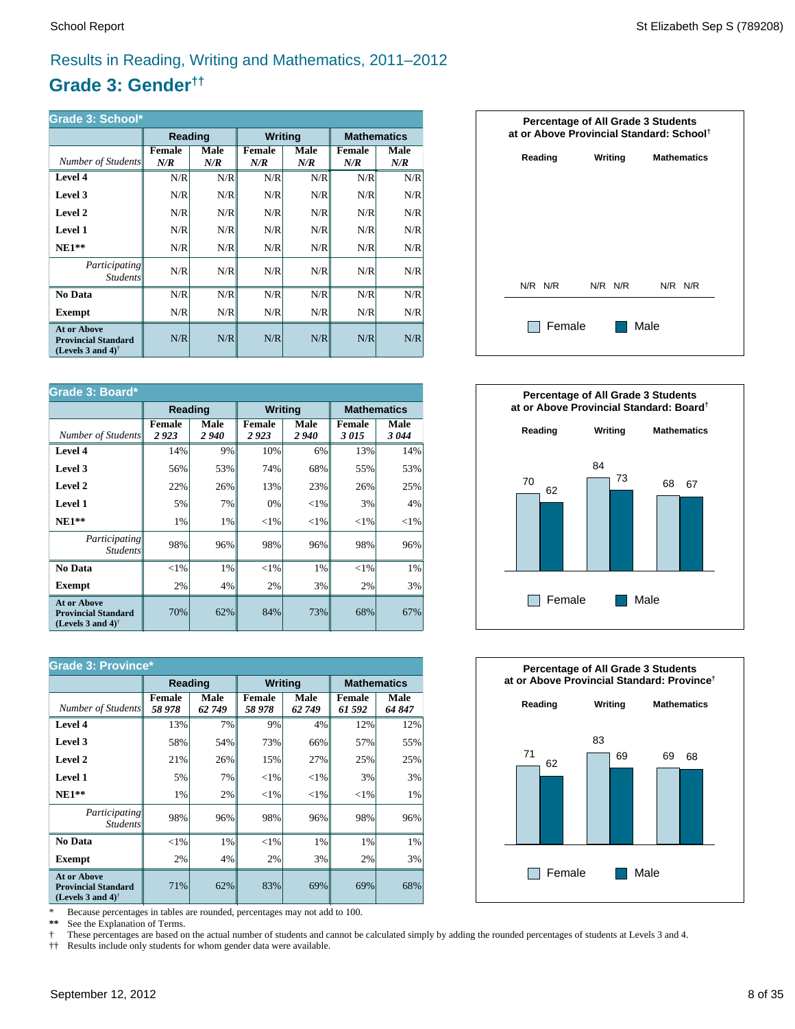# Results in Reading, Writing and Mathematics, 2011–2012

## Grade 3: Gender††

**Grade 3: School***

| | Reading | | Writing | | Mathematics | |
|---|---|---|---|---|---|---|
| *Number of Students* | Female *N/R* | Male *N/R* | Female *N/R* | Male *N/R* | Female *N/R* | Male *N/R* |
| **Level 4** | N/R | N/R | N/R | N/R | N/R | N/R |
| **Level 3** | N/R | N/R | N/R | N/R | N/R | N/R |
| **Level 2** | N/R | N/R | N/R | N/R | N/R | N/R |
| **Level 1** | N/R | N/R | N/R | N/R | N/R | N/R |
| **NE1**** | N/R | N/R | N/R | N/R | N/R | N/R |
| *Participating Students* | N/R | N/R | N/R | N/R | N/R | N/R |
| **No Data** | N/R | N/R | N/R | N/R | N/R | N/R |
| **Exempt** | N/R | N/R | N/R | N/R | N/R | N/R |
| **At or Above Provincial Standard (Levels 3 and 4)†** | N/R | N/R | N/R | N/R | N/R | N/R |

**Percentage of All Grade 3 Students at or Above Provincial Standard: School†**

| | Reading | Writing | Mathematics |
|---|---|---|---|
| Female | N/R | N/R | N/R |
| Male | N/R | N/R | N/R |

**Grade 3: Board***

| | Reading | | Writing | | Mathematics | |
|---|---|---|---|---|---|---|
| *Number of Students* | Female *2 923* | Male *2 940* | Female *2 923* | Male *2 940* | Female *3 015* | Male *3 044* |
| **Level 4** | 14% | 9% | 10% | 6% | 13% | 14% |
| **Level 3** | 56% | 53% | 74% | 68% | 55% | 53% |
| **Level 2** | 22% | 26% | 13% | 23% | 26% | 25% |
| **Level 1** | 5% | 7% | 0% | <1% | 3% | 4% |
| **NE1**** | 1% | 1% | <1% | <1% | <1% | <1% |
| *Participating Students* | 98% | 96% | 98% | 96% | 98% | 96% |
| **No Data** | <1% | 1% | <1% | 1% | <1% | 1% |
| **Exempt** | 2% | 4% | 2% | 3% | 2% | 3% |
| **At or Above Provincial Standard (Levels 3 and 4)†** | 70% | 62% | 84% | 73% | 68% | 67% |

**Percentage of All Grade 3 Students at or Above Provincial Standard: Board†**

| | Reading | Writing | Mathematics |
|---|---|---|---|
| Female | 70 | 84 | 68 |
| Male | 62 | 73 | 67 |

**Grade 3: Province***

| | Reading | | Writing | | Mathematics | |
|---|---|---|---|---|---|---|
| *Number of Students* | Female *58 978* | Male *62 749* | Female *58 978* | Male *62 749* | Female *61 592* | Male *64 847* |
| **Level 4** | 13% | 7% | 9% | 4% | 12% | 12% |
| **Level 3** | 58% | 54% | 73% | 66% | 57% | 55% |
| **Level 2** | 21% | 26% | 15% | 27% | 25% | 25% |
| **Level 1** | 5% | 7% | <1% | <1% | 3% | 3% |
| **NE1**** | 1% | 2% | <1% | <1% | <1% | 1% |
| *Participating Students* | 98% | 96% | 98% | 96% | 98% | 96% |
| **No Data** | <1% | 1% | <1% | 1% | 1% | 1% |
| **Exempt** | 2% | 4% | 2% | 3% | 2% | 3% |
| **At or Above Provincial Standard (Levels 3 and 4)†** | 71% | 62% | 83% | 69% | 69% | 68% |

**Percentage of All Grade 3 Students at or Above Provincial Standard: Province†**

| | Reading | Writing | Mathematics |
|---|---|---|---|
| Female | 71 | 83 | 69 |
| Male | 62 | 69 | 68 |

\* Because percentages in tables are rounded, percentages may not add to 100.

** See the Explanation of Terms.

† These percentages are based on the actual number of students and cannot be calculated simply by adding the rounded percentages of students at Levels 3 and 4.

†† Results include only students for whom gender data were available.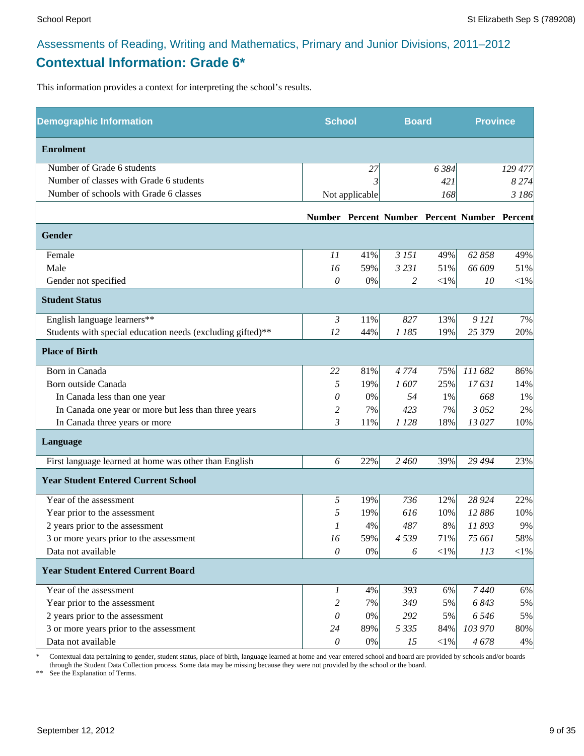Assessments of Reading, Writing and Mathematics, Primary and Junior Divisions, 2011–2012

## Contextual Information: Grade 6*

This information provides a context for interpreting the school's results.

| Demographic Information | School | | Board | | Province | |
|---|---|---|---|---|---|---|
| **Enrolment** | | | | | | |
| Number of Grade 6 students | | 27 | | 6 384 | | 129 477 |
| Number of classes with Grade 6 students | | 3 | | 421 | | 8 274 |
| Number of schools with Grade 6 classes | | Not applicable | | 168 | | 3 186 |
| | **Number** | **Percent** | **Number** | **Percent** | **Number** | **Percent** |
| **Gender** | | | | | | |
| Female | 11 | 41% | 3 151 | 49% | 62 858 | 49% |
| Male | 16 | 59% | 3 231 | 51% | 66 609 | 51% |
| Gender not specified | 0 | 0% | 2 | <1% | 10 | <1% |
| **Student Status** | | | | | | |
| English language learners** | 3 | 11% | 827 | 13% | 9 121 | 7% |
| Students with special education needs (excluding gifted)** | 12 | 44% | 1 185 | 19% | 25 379 | 20% |
| **Place of Birth** | | | | | | |
| Born in Canada | 22 | 81% | 4 774 | 75% | 111 682 | 86% |
| Born outside Canada | 5 | 19% | 1 607 | 25% | 17 631 | 14% |
| In Canada less than one year | 0 | 0% | 54 | 1% | 668 | 1% |
| In Canada one year or more but less than three years | 2 | 7% | 423 | 7% | 3 052 | 2% |
| In Canada three years or more | 3 | 11% | 1 128 | 18% | 13 027 | 10% |
| **Language** | | | | | | |
| First language learned at home was other than English | 6 | 22% | 2 460 | 39% | 29 494 | 23% |
| **Year Student Entered Current School** | | | | | | |
| Year of the assessment | 5 | 19% | 736 | 12% | 28 924 | 22% |
| Year prior to the assessment | 5 | 19% | 616 | 10% | 12 886 | 10% |
| 2 years prior to the assessment | 1 | 4% | 487 | 8% | 11 893 | 9% |
| 3 or more years prior to the assessment | 16 | 59% | 4 539 | 71% | 75 661 | 58% |
| Data not available | 0 | 0% | 6 | <1% | 113 | <1% |
| **Year Student Entered Current Board** | | | | | | |
| Year of the assessment | 1 | 4% | 393 | 6% | 7 440 | 6% |
| Year prior to the assessment | 2 | 7% | 349 | 5% | 6 843 | 5% |
| 2 years prior to the assessment | 0 | 0% | 292 | 5% | 6 546 | 5% |
| 3 or more years prior to the assessment | 24 | 89% | 5 335 | 84% | 103 970 | 80% |
| Data not available | 0 | 0% | 15 | <1% | 4 678 | 4% |

\* Contextual data pertaining to gender, student status, place of birth, language learned at home and year entered school and board are provided by schools and/or boards through the Student Data Collection process. Some data may be missing because they were not provided by the school or the board.

\** See the Explanation of Terms.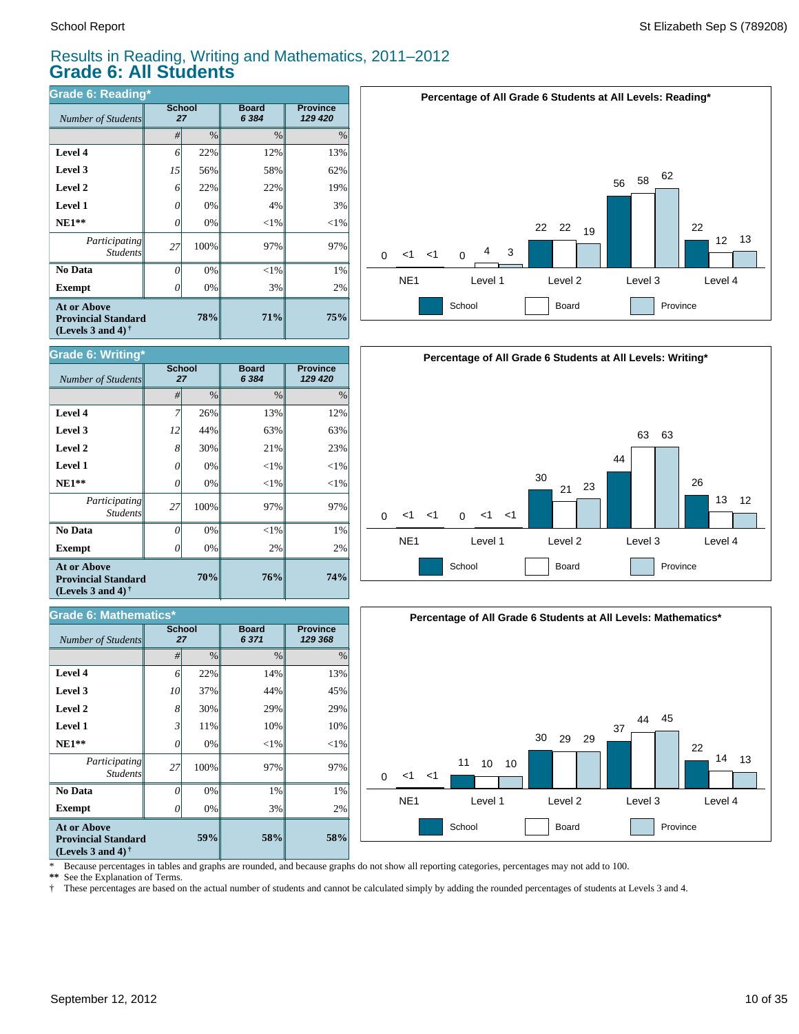# Results in Reading, Writing and Mathematics, 2011–2012

## Grade 6: All Students

### Grade 6: Reading*

| *Number of Students* | School 27 | | Board 6 384 | Province 129 420 |
|---|---|---|---|---|
| | # | % | % | % |
| **Level 4** | 6 | 22% | 12% | 13% |
| **Level 3** | 15 | 56% | 58% | 62% |
| **Level 2** | 6 | 22% | 22% | 19% |
| **Level 1** | 0 | 0% | 4% | 3% |
| **NE1**** | 0 | 0% | <1% | <1% |
| *Participating Students* | 27 | 100% | 97% | 97% |
| **No Data** | 0 | 0% | <1% | 1% |
| **Exempt** | 0 | 0% | 3% | 2% |
| **At or Above Provincial Standard (Levels 3 and 4)†** | | **78%** | **71%** | **75%** |

**Percentage of All Grade 6 Students at All Levels: Reading***

| | NE1 | Level 1 | Level 2 | Level 3 | Level 4 |
|---|---|---|---|---|---|
| School | 0 | 0 | 22 | 56 | 22 |
| Board | <1 | 4 | 22 | 58 | 12 |
| Province | <1 | 3 | 19 | 62 | 13 |

### Grade 6: Writing*

| *Number of Students* | School 27 | | Board 6 384 | Province 129 420 |
|---|---|---|---|---|
| | # | % | % | % |
| **Level 4** | 7 | 26% | 13% | 12% |
| **Level 3** | 12 | 44% | 63% | 63% |
| **Level 2** | 8 | 30% | 21% | 23% |
| **Level 1** | 0 | 0% | <1% | <1% |
| **NE1**** | 0 | 0% | <1% | <1% |
| *Participating Students* | 27 | 100% | 97% | 97% |
| **No Data** | 0 | 0% | <1% | 1% |
| **Exempt** | 0 | 0% | 2% | 2% |
| **At or Above Provincial Standard (Levels 3 and 4)†** | | **70%** | **76%** | **74%** |

**Percentage of All Grade 6 Students at All Levels: Writing***

| | NE1 | Level 1 | Level 2 | Level 3 | Level 4 |
|---|---|---|---|---|---|
| School | 0 | 0 | 30 | 44 | 26 |
| Board | <1 | <1 | 21 | 63 | 13 |
| Province | <1 | <1 | 23 | 63 | 12 |

### Grade 6: Mathematics*

| *Number of Students* | School 27 | | Board 6 371 | Province 129 368 |
|---|---|---|---|---|
| | # | % | % | % |
| **Level 4** | 6 | 22% | 14% | 13% |
| **Level 3** | 10 | 37% | 44% | 45% |
| **Level 2** | 8 | 30% | 29% | 29% |
| **Level 1** | 3 | 11% | 10% | 10% |
| **NE1**** | 0 | 0% | <1% | <1% |
| *Participating Students* | 27 | 100% | 97% | 97% |
| **No Data** | 0 | 0% | 1% | 1% |
| **Exempt** | 0 | 0% | 3% | 2% |
| **At or Above Provincial Standard (Levels 3 and 4)†** | | **59%** | **58%** | **58%** |

**Percentage of All Grade 6 Students at All Levels: Mathematics***

| | NE1 | Level 1 | Level 2 | Level 3 | Level 4 |
|---|---|---|---|---|---|
| School | 0 | 11 | 30 | 37 | 22 |
| Board | <1 | 10 | 29 | 44 | 14 |
| Province | <1 | 10 | 29 | 45 | 13 |

\* Because percentages in tables and graphs are rounded, and because graphs do not show all reporting categories, percentages may not add to 100.

** See the Explanation of Terms.

† These percentages are based on the actual number of students and cannot be calculated simply by adding the rounded percentages of students at Levels 3 and 4.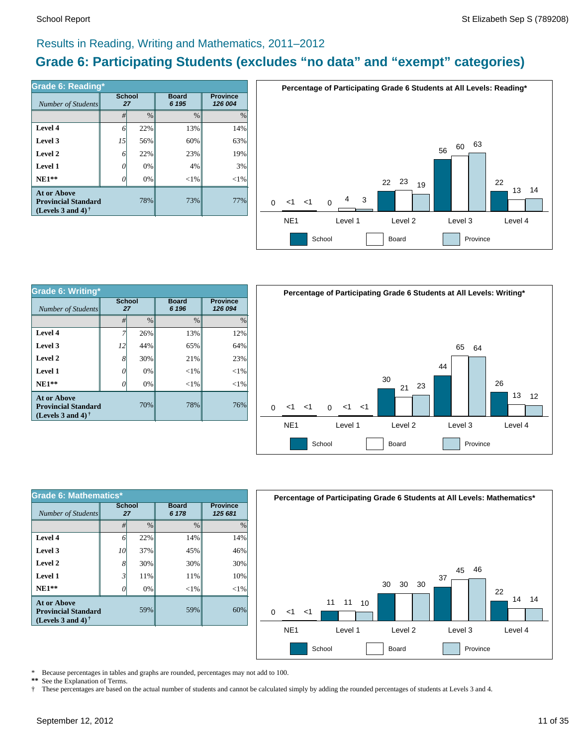## Results in Reading, Writing and Mathematics, 2011–2012

# Grade 6: Participating Students (excludes "no data" and "exempt" categories)

### Grade 6: Reading*

| *Number of Students* | School 27 | | Board 6 195 | Province 126 004 |
|---|---|---|---|---|
| | # | % | % | % |
| **Level 4** | 6 | 22% | 13% | 14% |
| **Level 3** | 15 | 56% | 60% | 63% |
| **Level 2** | 6 | 22% | 23% | 19% |
| **Level 1** | 0 | 0% | 4% | 3% |
| **NE1**** | 0 | 0% | <1% | <1% |
| **At or Above Provincial Standard (Levels 3 and 4)** † | | 78% | 73% | 77% |

**Percentage of Participating Grade 6 Students at All Levels: Reading***

| | School | Board | Province |
|---|---|---|---|
| NE1 | 0 | <1 | <1 |
| Level 1 | 0 | 4 | 3 |
| Level 2 | 22 | 23 | 19 |
| Level 3 | 56 | 60 | 63 |
| Level 4 | 22 | 13 | 14 |

### Grade 6: Writing*

| *Number of Students* | School 27 | | Board 6 196 | Province 126 094 |
|---|---|---|---|---|
| | # | % | % | % |
| **Level 4** | 7 | 26% | 13% | 12% |
| **Level 3** | 12 | 44% | 65% | 64% |
| **Level 2** | 8 | 30% | 21% | 23% |
| **Level 1** | 0 | 0% | <1% | <1% |
| **NE1**** | 0 | 0% | <1% | <1% |
| **At or Above Provincial Standard (Levels 3 and 4)** † | | 70% | 78% | 76% |

**Percentage of Participating Grade 6 Students at All Levels: Writing***

| | School | Board | Province |
|---|---|---|---|
| NE1 | 0 | <1 | <1 |
| Level 1 | 0 | <1 | <1 |
| Level 2 | 30 | 21 | 23 |
| Level 3 | 44 | 65 | 64 |
| Level 4 | 26 | 13 | 12 |

### Grade 6: Mathematics*

| *Number of Students* | School 27 | | Board 6 178 | Province 125 681 |
|---|---|---|---|---|
| | # | % | % | % |
| **Level 4** | 6 | 22% | 14% | 14% |
| **Level 3** | 10 | 37% | 45% | 46% |
| **Level 2** | 8 | 30% | 30% | 30% |
| **Level 1** | 3 | 11% | 11% | 10% |
| **NE1**** | 0 | 0% | <1% | <1% |
| **At or Above Provincial Standard (Levels 3 and 4)** † | | 59% | 59% | 60% |

**Percentage of Participating Grade 6 Students at All Levels: Mathematics***

| | School | Board | Province |
|---|---|---|---|
| NE1 | 0 | <1 | <1 |
| Level 1 | 11 | 11 | 10 |
| Level 2 | 30 | 30 | 30 |
| Level 3 | 37 | 45 | 46 |
| Level 4 | 22 | 14 | 14 |

\* Because percentages in tables and graphs are rounded, percentages may not add to 100.

** See the Explanation of Terms.

† These percentages are based on the actual number of students and cannot be calculated simply by adding the rounded percentages of students at Levels 3 and 4.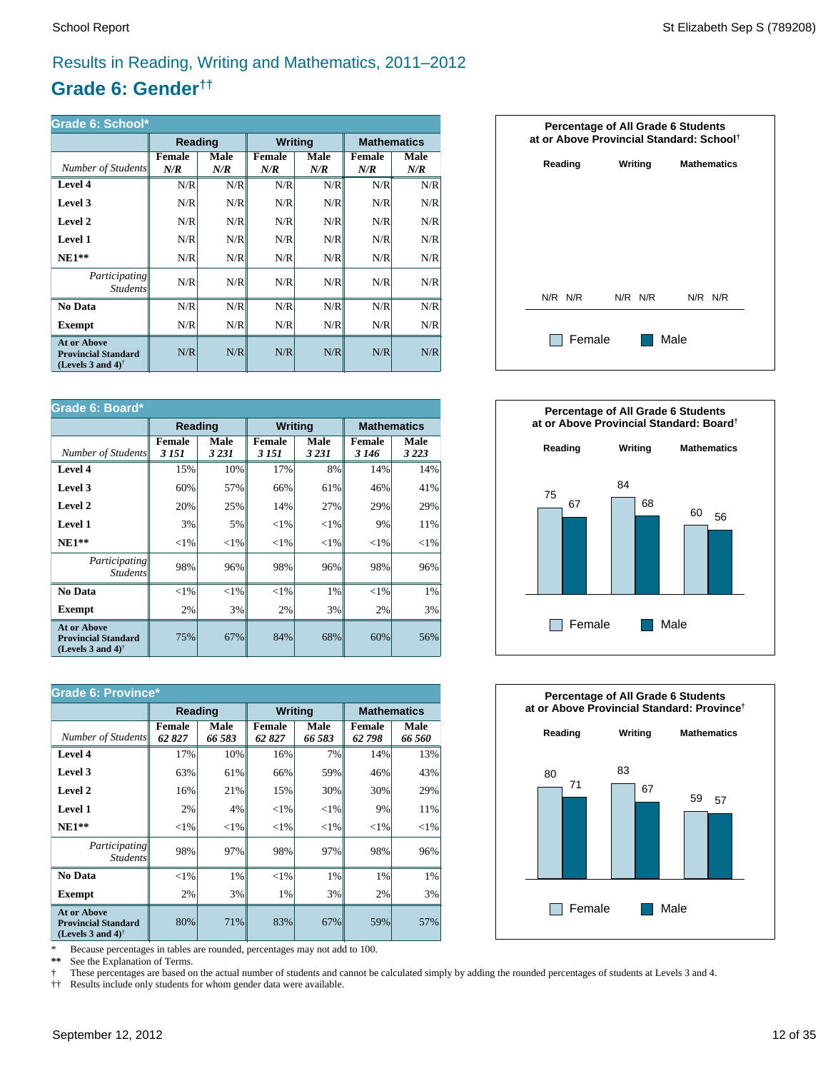# Results in Reading, Writing and Mathematics, 2011–2012

## Grade 6: Gender††

### Grade 6: School*

| | Reading | | Writing | | Mathematics | |
|---|---|---|---|---|---|---|
| *Number of Students* | Female *N/R* | Male *N/R* | Female *N/R* | Male *N/R* | Female *N/R* | Male *N/R* |
| **Level 4** | N/R | N/R | N/R | N/R | N/R | N/R |
| **Level 3** | N/R | N/R | N/R | N/R | N/R | N/R |
| **Level 2** | N/R | N/R | N/R | N/R | N/R | N/R |
| **Level 1** | N/R | N/R | N/R | N/R | N/R | N/R |
| **NE1**** | N/R | N/R | N/R | N/R | N/R | N/R |
| *Participating Students* | N/R | N/R | N/R | N/R | N/R | N/R |
| **No Data** | N/R | N/R | N/R | N/R | N/R | N/R |
| **Exempt** | N/R | N/R | N/R | N/R | N/R | N/R |
| **At or Above Provincial Standard (Levels 3 and 4)†** | N/R | N/R | N/R | N/R | N/R | N/R |

**Percentage of All Grade 6 Students at or Above Provincial Standard: School†**

| | Reading | Writing | Mathematics |
|---|---|---|---|
| Female | N/R | N/R | N/R |
| Male | N/R | N/R | N/R |

### Grade 6: Board*

| | Reading | | Writing | | Mathematics | |
|---|---|---|---|---|---|---|
| *Number of Students* | Female *3 151* | Male *3 231* | Female *3 151* | Male *3 231* | Female *3 146* | Male *3 223* |
| **Level 4** | 15% | 10% | 17% | 8% | 14% | 14% |
| **Level 3** | 60% | 57% | 66% | 61% | 46% | 41% |
| **Level 2** | 20% | 25% | 14% | 27% | 29% | 29% |
| **Level 1** | 3% | 5% | <1% | <1% | 9% | 11% |
| **NE1**** | <1% | <1% | <1% | <1% | <1% | <1% |
| *Participating Students* | 98% | 96% | 98% | 96% | 98% | 96% |
| **No Data** | <1% | <1% | <1% | 1% | <1% | 1% |
| **Exempt** | 2% | 3% | 2% | 3% | 2% | 3% |
| **At or Above Provincial Standard (Levels 3 and 4)†** | 75% | 67% | 84% | 68% | 60% | 56% |

**Percentage of All Grade 6 Students at or Above Provincial Standard: Board†**

| | Reading | Writing | Mathematics |
|---|---|---|---|
| Female | 75 | 84 | 60 |
| Male | 67 | 68 | 56 |

### Grade 6: Province*

| | Reading | | Writing | | Mathematics | |
|---|---|---|---|---|---|---|
| *Number of Students* | Female *62 827* | Male *66 583* | Female *62 827* | Male *66 583* | Female *62 798* | Male *66 560* |
| **Level 4** | 17% | 10% | 16% | 7% | 14% | 13% |
| **Level 3** | 63% | 61% | 66% | 59% | 46% | 43% |
| **Level 2** | 16% | 21% | 15% | 30% | 30% | 29% |
| **Level 1** | 2% | 4% | <1% | <1% | 9% | 11% |
| **NE1**** | <1% | <1% | <1% | <1% | <1% | <1% |
| *Participating Students* | 98% | 97% | 98% | 97% | 98% | 96% |
| **No Data** | <1% | 1% | <1% | 1% | 1% | 1% |
| **Exempt** | 2% | 3% | 1% | 3% | 2% | 3% |
| **At or Above Provincial Standard (Levels 3 and 4)†** | 80% | 71% | 83% | 67% | 59% | 57% |

**Percentage of All Grade 6 Students at or Above Provincial Standard: Province†**

| | Reading | Writing | Mathematics |
|---|---|---|---|
| Female | 80 | 83 | 59 |
| Male | 71 | 67 | 57 |

\* Because percentages in tables are rounded, percentages may not add to 100.

** See the Explanation of Terms.

† These percentages are based on the actual number of students and cannot be calculated simply by adding the rounded percentages of students at Levels 3 and 4.

†† Results include only students for whom gender data were available.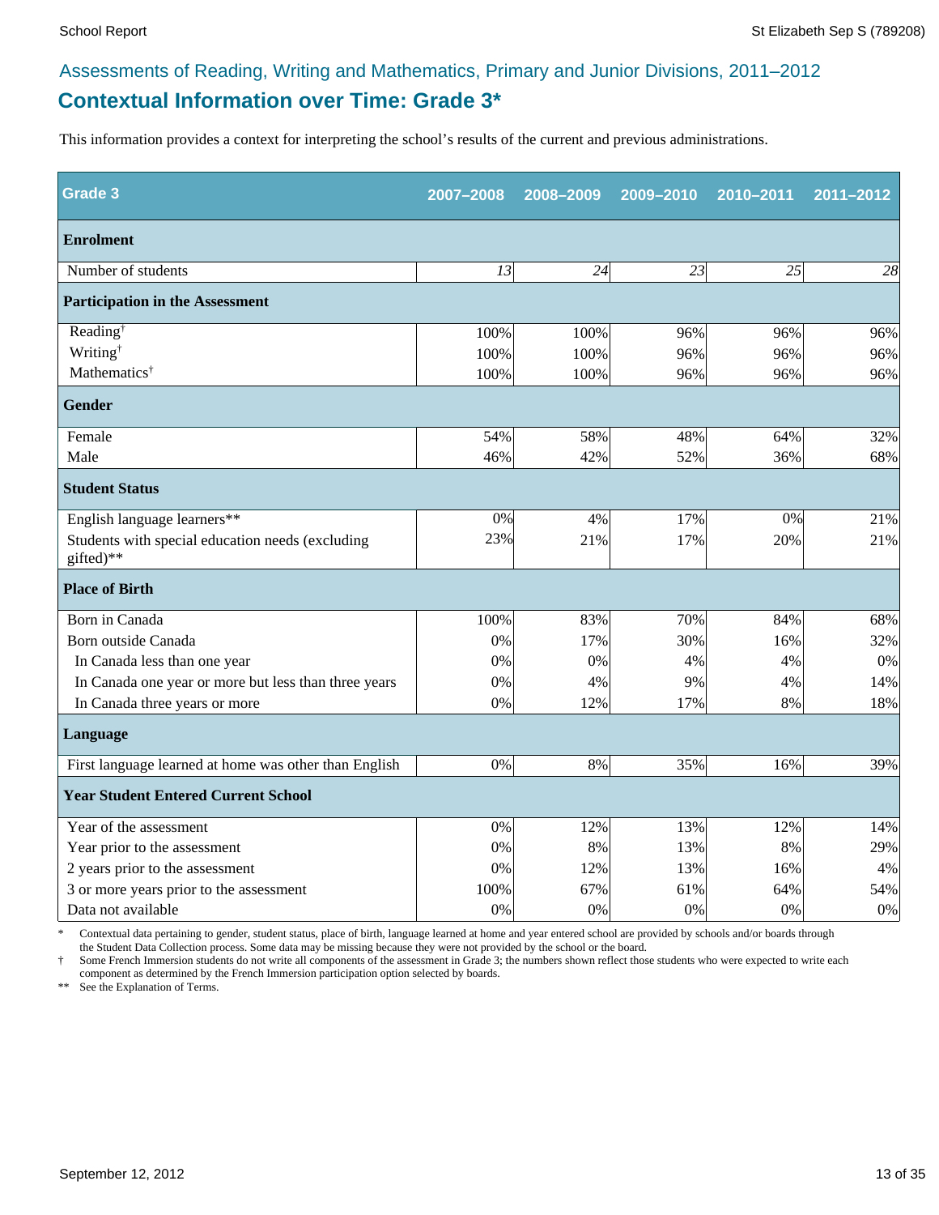## Assessments of Reading, Writing and Mathematics, Primary and Junior Divisions, 2011–2012

# Contextual Information over Time: Grade 3*

This information provides a context for interpreting the school's results of the current and previous administrations.

| Grade 3 | 2007–2008 | 2008–2009 | 2009–2010 | 2010–2011 | 2011–2012 |
|---|---|---|---|---|---|
| **Enrolment** | | | | | |
| Number of students | *13* | *24* | *23* | *25* | *28* |
| **Participation in the Assessment** | | | | | |
| Reading† | 100% | 100% | 96% | 96% | 96% |
| Writing† | 100% | 100% | 96% | 96% | 96% |
| Mathematics† | 100% | 100% | 96% | 96% | 96% |
| **Gender** | | | | | |
| Female | 54% | 58% | 48% | 64% | 32% |
| Male | 46% | 42% | 52% | 36% | 68% |
| **Student Status** | | | | | |
| English language learners** | 0% | 4% | 17% | 0% | 21% |
| Students with special education needs (excluding gifted)** | 23% | 21% | 17% | 20% | 21% |
| **Place of Birth** | | | | | |
| Born in Canada | 100% | 83% | 70% | 84% | 68% |
| Born outside Canada | 0% | 17% | 30% | 16% | 32% |
| In Canada less than one year | 0% | 0% | 4% | 4% | 0% |
| In Canada one year or more but less than three years | 0% | 4% | 9% | 4% | 14% |
| In Canada three years or more | 0% | 12% | 17% | 8% | 18% |
| **Language** | | | | | |
| First language learned at home was other than English | 0% | 8% | 35% | 16% | 39% |
| **Year Student Entered Current School** | | | | | |
| Year of the assessment | 0% | 12% | 13% | 12% | 14% |
| Year prior to the assessment | 0% | 8% | 13% | 8% | 29% |
| 2 years prior to the assessment | 0% | 12% | 13% | 16% | 4% |
| 3 or more years prior to the assessment | 100% | 67% | 61% | 64% | 54% |
| Data not available | 0% | 0% | 0% | 0% | 0% |

\* Contextual data pertaining to gender, student status, place of birth, language learned at home and year entered school are provided by schools and/or boards through the Student Data Collection process. Some data may be missing because they were not provided by the school or the board.

† Some French Immersion students do not write all components of the assessment in Grade 3; the numbers shown reflect those students who were expected to write each component as determined by the French Immersion participation option selected by boards.

** See the Explanation of Terms.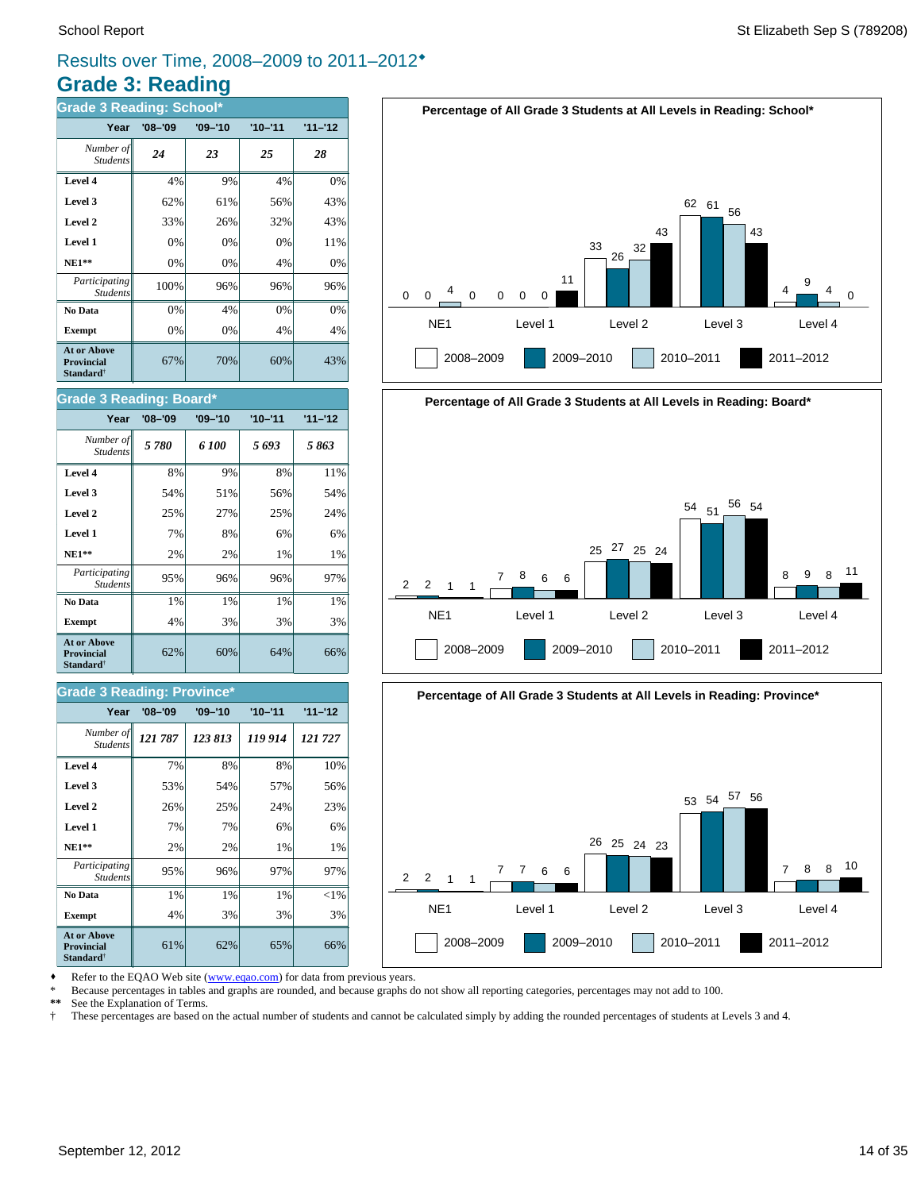## Results over Time, 2008–2009 to 2011–2012♦

# Grade 3: Reading

### Grade 3 Reading: School*

| Year | '08–'09 | '09–'10 | '10–'11 | '11–'12 |
|---|---|---|---|---|
| *Number of Students* | ***24*** | ***23*** | ***25*** | ***28*** |
| **Level 4** | 4% | 9% | 4% | 0% |
| **Level 3** | 62% | 61% | 56% | 43% |
| **Level 2** | 33% | 26% | 32% | 43% |
| **Level 1** | 0% | 0% | 0% | 11% |
| **NE1**** | 0% | 0% | 4% | 0% |
| *Participating Students* | 100% | 96% | 96% | 96% |
| **No Data** | 0% | 4% | 0% | 0% |
| **Exempt** | 0% | 0% | 4% | 4% |
| **At or Above Provincial Standard†** | 67% | 70% | 60% | 43% |

**Percentage of All Grade 3 Students at All Levels in Reading: School***

| | 2008–2009 | 2009–2010 | 2010–2011 | 2011–2012 |
|---|---|---|---|---|
| NE1 | 0 | 0 | 4 | 0 |
| Level 1 | 0 | 0 | 0 | 11 |
| Level 2 | 33 | 26 | 32 | 43 |
| Level 3 | 62 | 61 | 56 | 43 |
| Level 4 | 4 | 9 | 4 | 0 |

### Grade 3 Reading: Board*

| Year | '08–'09 | '09–'10 | '10–'11 | '11–'12 |
|---|---|---|---|---|
| *Number of Students* | ***5 780*** | ***6 100*** | ***5 693*** | ***5 863*** |
| **Level 4** | 8% | 9% | 8% | 11% |
| **Level 3** | 54% | 51% | 56% | 54% |
| **Level 2** | 25% | 27% | 25% | 24% |
| **Level 1** | 7% | 8% | 6% | 6% |
| **NE1**** | 2% | 2% | 1% | 1% |
| *Participating Students* | 95% | 96% | 96% | 97% |
| **No Data** | 1% | 1% | 1% | 1% |
| **Exempt** | 4% | 3% | 3% | 3% |
| **At or Above Provincial Standard†** | 62% | 60% | 64% | 66% |

**Percentage of All Grade 3 Students at All Levels in Reading: Board***

| | 2008–2009 | 2009–2010 | 2010–2011 | 2011–2012 |
|---|---|---|---|---|
| NE1 | 2 | 2 | 1 | 1 |
| Level 1 | 7 | 8 | 6 | 6 |
| Level 2 | 25 | 27 | 25 | 24 |
| Level 3 | 54 | 51 | 56 | 54 |
| Level 4 | 8 | 9 | 8 | 11 |

### Grade 3 Reading: Province*

| Year | '08–'09 | '09–'10 | '10–'11 | '11–'12 |
|---|---|---|---|---|
| *Number of Students* | ***121 787*** | ***123 813*** | ***119 914*** | ***121 727*** |
| **Level 4** | 7% | 8% | 8% | 10% |
| **Level 3** | 53% | 54% | 57% | 56% |
| **Level 2** | 26% | 25% | 24% | 23% |
| **Level 1** | 7% | 7% | 6% | 6% |
| **NE1**** | 2% | 2% | 1% | 1% |
| *Participating Students* | 95% | 96% | 97% | 97% |
| **No Data** | 1% | 1% | 1% | <1% |
| **Exempt** | 4% | 3% | 3% | 3% |
| **At or Above Provincial Standard†** | 61% | 62% | 65% | 66% |

**Percentage of All Grade 3 Students at All Levels in Reading: Province***

| | 2008–2009 | 2009–2010 | 2010–2011 | 2011–2012 |
|---|---|---|---|---|
| NE1 | 2 | 2 | 1 | 1 |
| Level 1 | 7 | 7 | 6 | 6 |
| Level 2 | 26 | 25 | 24 | 23 |
| Level 3 | 53 | 54 | 57 | 56 |
| Level 4 | 7 | 8 | 8 | 10 |

♦ Refer to the EQAO Web site (www.eqao.com) for data from previous years.
\* Because percentages in tables and graphs are rounded, and because graphs do not show all reporting categories, percentages may not add to 100.
** See the Explanation of Terms.
† These percentages are based on the actual number of students and cannot be calculated simply by adding the rounded percentages of students at Levels 3 and 4.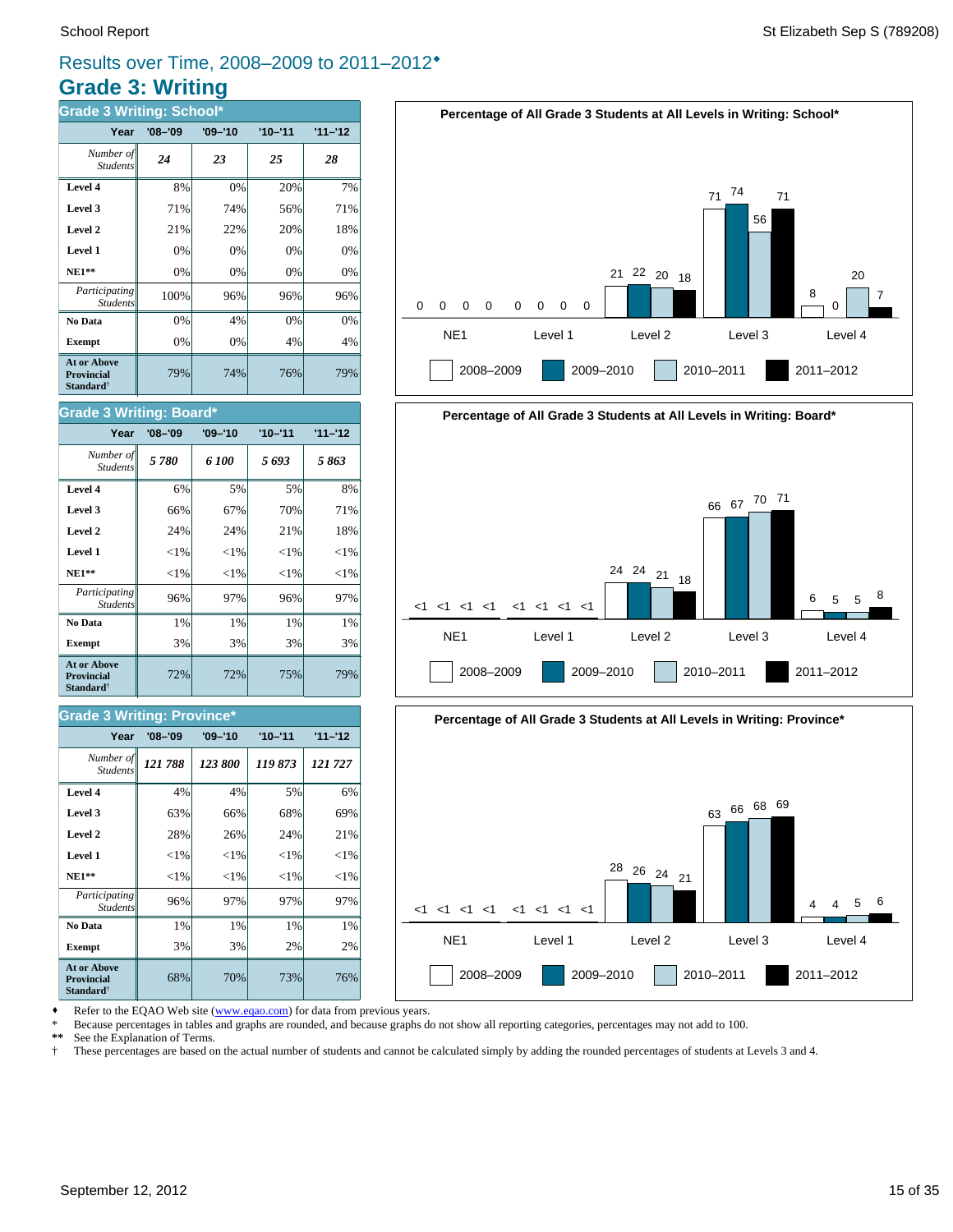## Results over Time, 2008–2009 to 2011–2012♦

# Grade 3: Writing

### Grade 3 Writing: School*

| Year | '08–'09 | '09–'10 | '10–'11 | '11–'12 |
|---|---|---|---|---|
| *Number of Students* | *24* | *23* | *25* | *28* |
| **Level 4** | 8% | 0% | 20% | 7% |
| **Level 3** | 71% | 74% | 56% | 71% |
| **Level 2** | 21% | 22% | 20% | 18% |
| **Level 1** | 0% | 0% | 0% | 0% |
| **NE1**** | 0% | 0% | 0% | 0% |
| *Participating Students* | 100% | 96% | 96% | 96% |
| **No Data** | 0% | 4% | 0% | 0% |
| **Exempt** | 0% | 0% | 4% | 4% |
| **At or Above Provincial Standard†** | 79% | 74% | 76% | 79% |

### Grade 3 Writing: Board*

| Year | '08–'09 | '09–'10 | '10–'11 | '11–'12 |
|---|---|---|---|---|
| *Number of Students* | *5 780* | *6 100* | *5 693* | *5 863* |
| **Level 4** | 6% | 5% | 5% | 8% |
| **Level 3** | 66% | 67% | 70% | 71% |
| **Level 2** | 24% | 24% | 21% | 18% |
| **Level 1** | <1% | <1% | <1% | <1% |
| **NE1**** | <1% | <1% | <1% | <1% |
| *Participating Students* | 96% | 97% | 96% | 97% |
| **No Data** | 1% | 1% | 1% | 1% |
| **Exempt** | 3% | 3% | 3% | 3% |
| **At or Above Provincial Standard†** | 72% | 72% | 75% | 79% |

### Grade 3 Writing: Province*

| Year | '08–'09 | '09–'10 | '10–'11 | '11–'12 |
|---|---|---|---|---|
| *Number of Students* | *121 788* | *123 800* | *119 873* | *121 727* |
| **Level 4** | 4% | 4% | 5% | 6% |
| **Level 3** | 63% | 66% | 68% | 69% |
| **Level 2** | 28% | 26% | 24% | 21% |
| **Level 1** | <1% | <1% | <1% | <1% |
| **NE1**** | <1% | <1% | <1% | <1% |
| *Participating Students* | 96% | 97% | 97% | 97% |
| **No Data** | 1% | 1% | 1% | 1% |
| **Exempt** | 3% | 3% | 2% | 2% |
| **At or Above Provincial Standard†** | 68% | 70% | 73% | 76% |

**Percentage of All Grade 3 Students at All Levels in Writing: School***

| | NE1 | Level 1 | Level 2 | Level 3 | Level 4 |
|---|---|---|---|---|---|
| 2008–2009 | 0 | 0 | 21 | 71 | 8 |
| 2009–2010 | 0 | 0 | 22 | 74 | 0 |
| 2010–2011 | 0 | 0 | 20 | 56 | 20 |
| 2011–2012 | 0 | 0 | 18 | 71 | 7 |

**Percentage of All Grade 3 Students at All Levels in Writing: Board***

| | NE1 | Level 1 | Level 2 | Level 3 | Level 4 |
|---|---|---|---|---|---|
| 2008–2009 | <1 | <1 | 24 | 66 | 6 |
| 2009–2010 | <1 | <1 | 24 | 67 | 5 |
| 2010–2011 | <1 | <1 | 21 | 70 | 5 |
| 2011–2012 | <1 | <1 | 18 | 71 | 8 |

**Percentage of All Grade 3 Students at All Levels in Writing: Province***

| | NE1 | Level 1 | Level 2 | Level 3 | Level 4 |
|---|---|---|---|---|---|
| 2008–2009 | <1 | <1 | 28 | 63 | 4 |
| 2009–2010 | <1 | <1 | 26 | 66 | 4 |
| 2010–2011 | <1 | <1 | 24 | 68 | 5 |
| 2011–2012 | <1 | <1 | 21 | 69 | 6 |

♦ Refer to the EQAO Web site (www.eqao.com) for data from previous years.
\* Because percentages in tables and graphs are rounded, and because graphs do not show all reporting categories, percentages may not add to 100.
** See the Explanation of Terms.
† These percentages are based on the actual number of students and cannot be calculated simply by adding the rounded percentages of students at Levels 3 and 4.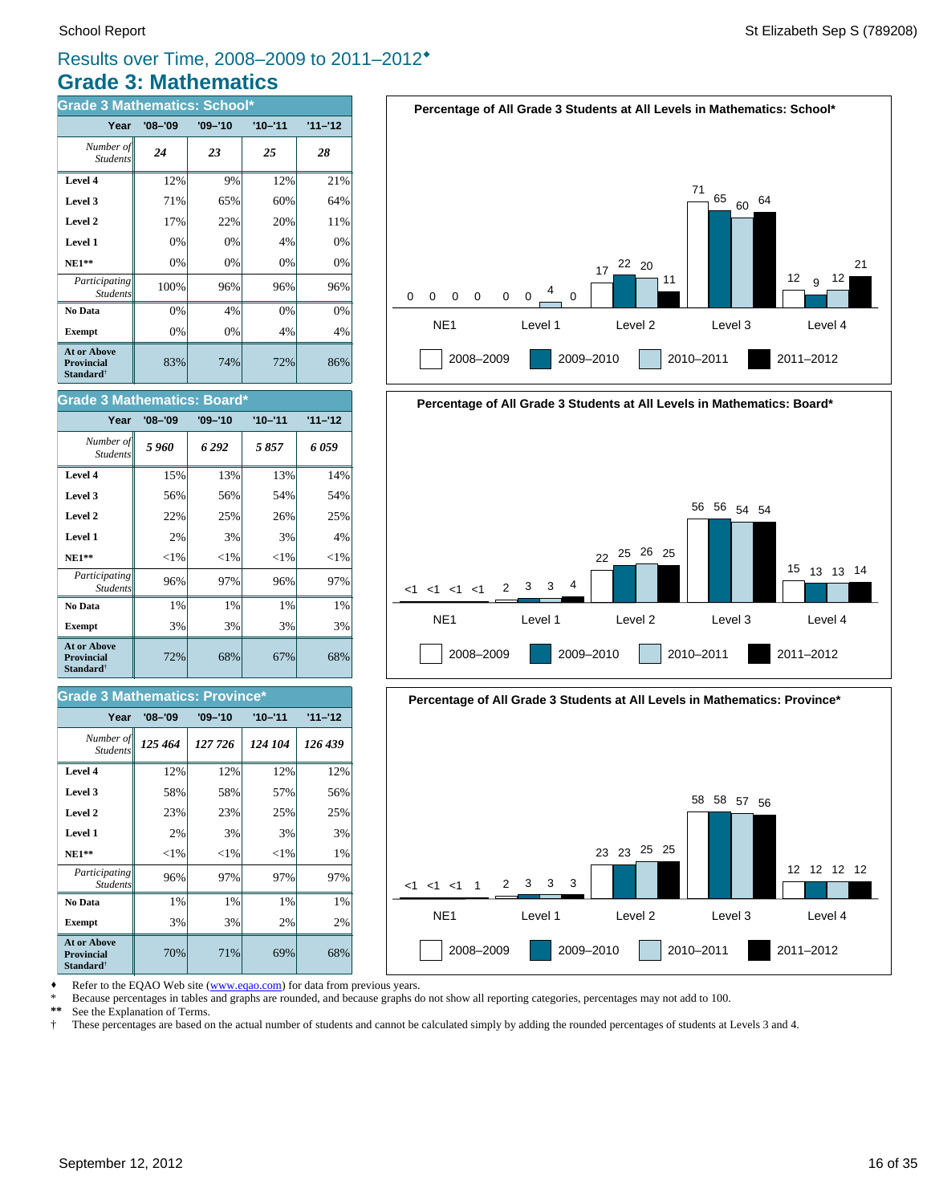# Results over Time, 2008–2009 to 2011–2012♦

## Grade 3: Mathematics

### Grade 3 Mathematics: School*

| Year | '08–'09 | '09–'10 | '10–'11 | '11–'12 |
|---|---|---|---|---|
| *Number of Students* | *24* | *23* | *25* | *28* |
| **Level 4** | 12% | 9% | 12% | 21% |
| **Level 3** | 71% | 65% | 60% | 64% |
| **Level 2** | 17% | 22% | 20% | 11% |
| **Level 1** | 0% | 0% | 4% | 0% |
| **NE1**** | 0% | 0% | 0% | 0% |
| *Participating Students* | 100% | 96% | 96% | 96% |
| **No Data** | 0% | 4% | 0% | 0% |
| **Exempt** | 0% | 0% | 4% | 4% |
| **At or Above Provincial Standard†** | 83% | 74% | 72% | 86% |

### Grade 3 Mathematics: Board*

| Year | '08–'09 | '09–'10 | '10–'11 | '11–'12 |
|---|---|---|---|---|
| *Number of Students* | *5 960* | *6 292* | *5 857* | *6 059* |
| **Level 4** | 15% | 13% | 13% | 14% |
| **Level 3** | 56% | 56% | 54% | 54% |
| **Level 2** | 22% | 25% | 26% | 25% |
| **Level 1** | 2% | 3% | 3% | 4% |
| **NE1**** | <1% | <1% | <1% | <1% |
| *Participating Students* | 96% | 97% | 96% | 97% |
| **No Data** | 1% | 1% | 1% | 1% |
| **Exempt** | 3% | 3% | 3% | 3% |
| **At or Above Provincial Standard†** | 72% | 68% | 67% | 68% |

### Grade 3 Mathematics: Province*

| Year | '08–'09 | '09–'10 | '10–'11 | '11–'12 |
|---|---|---|---|---|
| *Number of Students* | *125 464* | *127 726* | *124 104* | *126 439* |
| **Level 4** | 12% | 12% | 12% | 12% |
| **Level 3** | 58% | 58% | 57% | 56% |
| **Level 2** | 23% | 23% | 25% | 25% |
| **Level 1** | 2% | 3% | 3% | 3% |
| **NE1**** | <1% | <1% | <1% | 1% |
| *Participating Students* | 96% | 97% | 97% | 97% |
| **No Data** | 1% | 1% | 1% | 1% |
| **Exempt** | 3% | 3% | 2% | 2% |
| **At or Above Provincial Standard†** | 70% | 71% | 69% | 68% |

**Percentage of All Grade 3 Students at All Levels in Mathematics: School***

| | NE1 | Level 1 | Level 2 | Level 3 | Level 4 |
|---|---|---|---|---|---|
| 2008–2009 | 0 | 0 | 17 | 71 | 12 |
| 2009–2010 | 0 | 0 | 22 | 65 | 9 |
| 2010–2011 | 0 | 4 | 20 | 60 | 12 |
| 2011–2012 | 0 | 0 | 11 | 64 | 21 |

**Percentage of All Grade 3 Students at All Levels in Mathematics: Board***

| | NE1 | Level 1 | Level 2 | Level 3 | Level 4 |
|---|---|---|---|---|---|
| 2008–2009 | <1 | 2 | 22 | 56 | 15 |
| 2009–2010 | <1 | 3 | 25 | 56 | 13 |
| 2010–2011 | <1 | 3 | 26 | 54 | 13 |
| 2011–2012 | <1 | 4 | 25 | 54 | 14 |

**Percentage of All Grade 3 Students at All Levels in Mathematics: Province***

| | NE1 | Level 1 | Level 2 | Level 3 | Level 4 |
|---|---|---|---|---|---|
| 2008–2009 | <1 | 2 | 23 | 58 | 12 |
| 2009–2010 | <1 | 3 | 23 | 58 | 12 |
| 2010–2011 | <1 | 3 | 25 | 57 | 12 |
| 2011–2012 | 1 | 3 | 25 | 56 | 12 |

♦ Refer to the EQAO Web site (www.eqao.com) for data from previous years.
\* Because percentages in tables and graphs are rounded, and because graphs do not show all reporting categories, percentages may not add to 100.
** See the Explanation of Terms.
† These percentages are based on the actual number of students and cannot be calculated simply by adding the rounded percentages of students at Levels 3 and 4.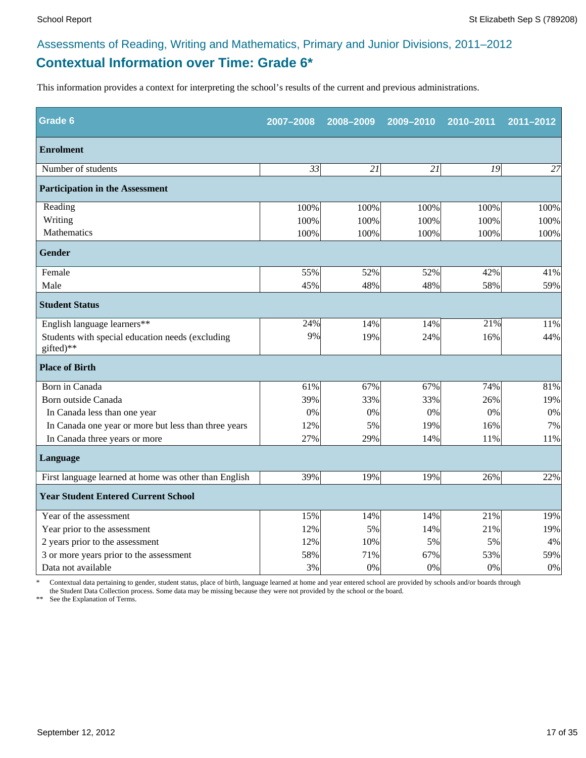## Assessments of Reading, Writing and Mathematics, Primary and Junior Divisions, 2011–2012

# Contextual Information over Time: Grade 6*

This information provides a context for interpreting the school's results of the current and previous administrations.

| Grade 6 | 2007–2008 | 2008–2009 | 2009–2010 | 2010–2011 | 2011–2012 |
|---|---|---|---|---|---|
| **Enrolment** | | | | | |
| Number of students | *33* | *21* | *21* | *19* | *27* |
| **Participation in the Assessment** | | | | | |
| Reading | 100% | 100% | 100% | 100% | 100% |
| Writing | 100% | 100% | 100% | 100% | 100% |
| Mathematics | 100% | 100% | 100% | 100% | 100% |
| **Gender** | | | | | |
| Female | 55% | 52% | 52% | 42% | 41% |
| Male | 45% | 48% | 48% | 58% | 59% |
| **Student Status** | | | | | |
| English language learners** | 24% | 14% | 14% | 21% | 11% |
| Students with special education needs (excluding gifted)** | 9% | 19% | 24% | 16% | 44% |
| **Place of Birth** | | | | | |
| Born in Canada | 61% | 67% | 67% | 74% | 81% |
| Born outside Canada | 39% | 33% | 33% | 26% | 19% |
| In Canada less than one year | 0% | 0% | 0% | 0% | 0% |
| In Canada one year or more but less than three years | 12% | 5% | 19% | 16% | 7% |
| In Canada three years or more | 27% | 29% | 14% | 11% | 11% |
| **Language** | | | | | |
| First language learned at home was other than English | 39% | 19% | 19% | 26% | 22% |
| **Year Student Entered Current School** | | | | | |
| Year of the assessment | 15% | 14% | 14% | 21% | 19% |
| Year prior to the assessment | 12% | 5% | 14% | 21% | 19% |
| 2 years prior to the assessment | 12% | 10% | 5% | 5% | 4% |
| 3 or more years prior to the assessment | 58% | 71% | 67% | 53% | 59% |
| Data not available | 3% | 0% | 0% | 0% | 0% |

\* Contextual data pertaining to gender, student status, place of birth, language learned at home and year entered school are provided by schools and/or boards through the Student Data Collection process. Some data may be missing because they were not provided by the school or the board.

\** See the Explanation of Terms.

September 12, 2012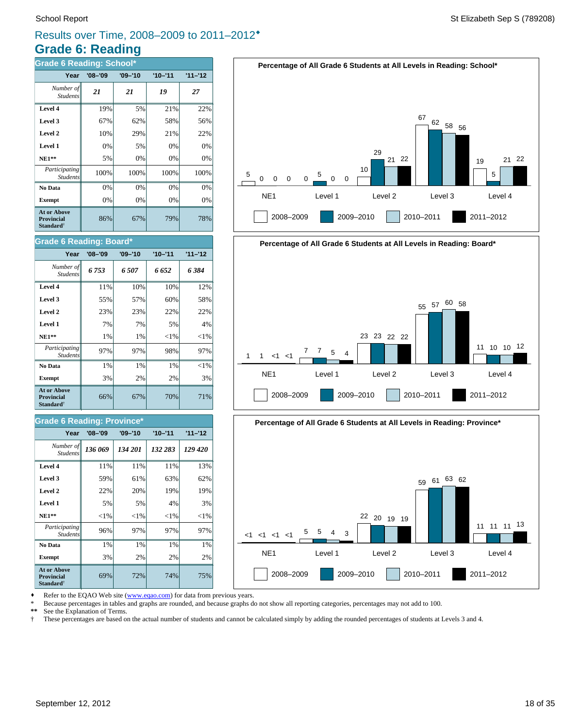School Report

St Elizabeth Sep S (789208)

## Results over Time, 2008–2009 to 2011–2012♦

# Grade 6: Reading

### Grade 6 Reading: School*

| Year | '08–'09 | '09–'10 | '10–'11 | '11–'12 |
|---|---|---|---|---|
| *Number of Students* | ***21*** | ***21*** | ***19*** | ***27*** |
| **Level 4** | 19% | 5% | 21% | 22% |
| **Level 3** | 67% | 62% | 58% | 56% |
| **Level 2** | 10% | 29% | 21% | 22% |
| **Level 1** | 0% | 5% | 0% | 0% |
| **NE1**** | 5% | 0% | 0% | 0% |
| *Participating Students* | 100% | 100% | 100% | 100% |
| **No Data** | 0% | 0% | 0% | 0% |
| **Exempt** | 0% | 0% | 0% | 0% |
| **At or Above Provincial Standard†** | 86% | 67% | 79% | 78% |

**Percentage of All Grade 6 Students at All Levels in Reading: School***

| | 2008–2009 | 2009–2010 | 2010–2011 | 2011–2012 |
|---|---|---|---|---|
| NE1 | 5 | 0 | 0 | 0 |
| Level 1 | 0 | 5 | 0 | 0 |
| Level 2 | 10 | 29 | 21 | 22 |
| Level 3 | 67 | 62 | 58 | 56 |
| Level 4 | 19 | 5 | 21 | 22 |

### Grade 6 Reading: Board*

| Year | '08–'09 | '09–'10 | '10–'11 | '11–'12 |
|---|---|---|---|---|
| *Number of Students* | ***6 753*** | ***6 507*** | ***6 652*** | ***6 384*** |
| **Level 4** | 11% | 10% | 10% | 12% |
| **Level 3** | 55% | 57% | 60% | 58% |
| **Level 2** | 23% | 23% | 22% | 22% |
| **Level 1** | 7% | 7% | 5% | 4% |
| **NE1**** | 1% | 1% | <1% | <1% |
| *Participating Students* | 97% | 97% | 98% | 97% |
| **No Data** | 1% | 1% | 1% | <1% |
| **Exempt** | 3% | 2% | 2% | 3% |
| **At or Above Provincial Standard†** | 66% | 67% | 70% | 71% |

**Percentage of All Grade 6 Students at All Levels in Reading: Board***

| | 2008–2009 | 2009–2010 | 2010–2011 | 2011–2012 |
|---|---|---|---|---|
| NE1 | 1 | 1 | <1 | <1 |
| Level 1 | 7 | 7 | 5 | 4 |
| Level 2 | 23 | 23 | 22 | 22 |
| Level 3 | 55 | 57 | 60 | 58 |
| Level 4 | 11 | 10 | 10 | 12 |

### Grade 6 Reading: Province*

| Year | '08–'09 | '09–'10 | '10–'11 | '11–'12 |
|---|---|---|---|---|
| *Number of Students* | ***136 069*** | ***134 201*** | ***132 283*** | ***129 420*** |
| **Level 4** | 11% | 11% | 11% | 13% |
| **Level 3** | 59% | 61% | 63% | 62% |
| **Level 2** | 22% | 20% | 19% | 19% |
| **Level 1** | 5% | 5% | 4% | 3% |
| **NE1**** | <1% | <1% | <1% | <1% |
| *Participating Students* | 96% | 97% | 97% | 97% |
| **No Data** | 1% | 1% | 1% | 1% |
| **Exempt** | 3% | 2% | 2% | 2% |
| **At or Above Provincial Standard†** | 69% | 72% | 74% | 75% |

**Percentage of All Grade 6 Students at All Levels in Reading: Province***

| | 2008–2009 | 2009–2010 | 2010–2011 | 2011–2012 |
|---|---|---|---|---|
| NE1 | <1 | <1 | <1 | <1 |
| Level 1 | 5 | 5 | 4 | 3 |
| Level 2 | 22 | 20 | 19 | 19 |
| Level 3 | 59 | 61 | 63 | 62 |
| Level 4 | 11 | 11 | 11 | 13 |

♦ Refer to the EQAO Web site (www.eqao.com) for data from previous years.
\* Because percentages in tables and graphs are rounded, and because graphs do not show all reporting categories, percentages may not add to 100.
** See the Explanation of Terms.
† These percentages are based on the actual number of students and cannot be calculated simply by adding the rounded percentages of students at Levels 3 and 4.

September 12, 2012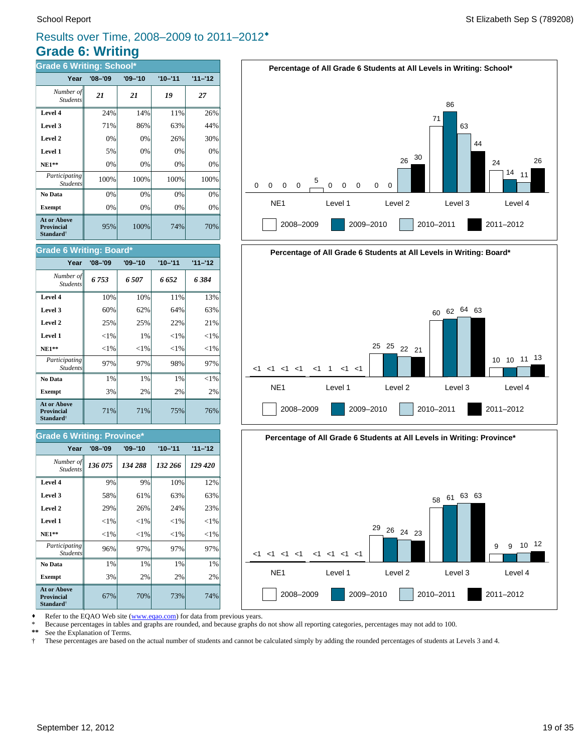# Results over Time, 2008–2009 to 2011–2012♦

## Grade 6: Writing

### Grade 6 Writing: School*

| Year | '08–'09 | '09–'10 | '10–'11 | '11–'12 |
|---|---|---|---|---|
| *Number of Students* | *21* | *21* | *19* | *27* |
| **Level 4** | 24% | 14% | 11% | 26% |
| **Level 3** | 71% | 86% | 63% | 44% |
| **Level 2** | 0% | 0% | 26% | 30% |
| **Level 1** | 5% | 0% | 0% | 0% |
| **NE1**** | 0% | 0% | 0% | 0% |
| *Participating Students* | 100% | 100% | 100% | 100% |
| **No Data** | 0% | 0% | 0% | 0% |
| **Exempt** | 0% | 0% | 0% | 0% |
| **At or Above Provincial Standard†** | 95% | 100% | 74% | 70% |

### Grade 6 Writing: Board*

| Year | '08–'09 | '09–'10 | '10–'11 | '11–'12 |
|---|---|---|---|---|
| *Number of Students* | *6 753* | *6 507* | *6 652* | *6 384* |
| **Level 4** | 10% | 10% | 11% | 13% |
| **Level 3** | 60% | 62% | 64% | 63% |
| **Level 2** | 25% | 25% | 22% | 21% |
| **Level 1** | <1% | 1% | <1% | <1% |
| **NE1**** | <1% | <1% | <1% | <1% |
| *Participating Students* | 97% | 97% | 98% | 97% |
| **No Data** | 1% | 1% | 1% | <1% |
| **Exempt** | 3% | 2% | 2% | 2% |
| **At or Above Provincial Standard†** | 71% | 71% | 75% | 76% |

### Grade 6 Writing: Province*

| Year | '08–'09 | '09–'10 | '10–'11 | '11–'12 |
|---|---|---|---|---|
| *Number of Students* | *136 075* | *134 288* | *132 266* | *129 420* |
| **Level 4** | 9% | 9% | 10% | 12% |
| **Level 3** | 58% | 61% | 63% | 63% |
| **Level 2** | 29% | 26% | 24% | 23% |
| **Level 1** | <1% | <1% | <1% | <1% |
| **NE1**** | <1% | <1% | <1% | <1% |
| *Participating Students* | 96% | 97% | 97% | 97% |
| **No Data** | 1% | 1% | 1% | 1% |
| **Exempt** | 3% | 2% | 2% | 2% |
| **At or Above Provincial Standard†** | 67% | 70% | 73% | 74% |

**Percentage of All Grade 6 Students at All Levels in Writing: School***

| | NE1 | Level 1 | Level 2 | Level 3 | Level 4 |
|---|---|---|---|---|---|
| 2008–2009 | 0 | 5 | 0 | 71 | 24 |
| 2009–2010 | 0 | 0 | 0 | 86 | 14 |
| 2010–2011 | 0 | 0 | 26 | 63 | 11 |
| 2011–2012 | 0 | 0 | 30 | 44 | 26 |

**Percentage of All Grade 6 Students at All Levels in Writing: Board***

| | NE1 | Level 1 | Level 2 | Level 3 | Level 4 |
|---|---|---|---|---|---|
| 2008–2009 | <1 | <1 | 25 | 60 | 10 |
| 2009–2010 | <1 | 1 | 25 | 62 | 10 |
| 2010–2011 | <1 | <1 | 22 | 64 | 11 |
| 2011–2012 | <1 | <1 | 21 | 63 | 13 |

**Percentage of All Grade 6 Students at All Levels in Writing: Province***

| | NE1 | Level 1 | Level 2 | Level 3 | Level 4 |
|---|---|---|---|---|---|
| 2008–2009 | <1 | <1 | 29 | 58 | 9 |
| 2009–2010 | <1 | <1 | 26 | 61 | 9 |
| 2010–2011 | <1 | <1 | 24 | 63 | 10 |
| 2011–2012 | <1 | <1 | 23 | 63 | 12 |

♦ Refer to the EQAO Web site (www.eqao.com) for data from previous years.
\* Because percentages in tables and graphs are rounded, and because graphs do not show all reporting categories, percentages may not add to 100.
** See the Explanation of Terms.
† These percentages are based on the actual number of students and cannot be calculated simply by adding the rounded percentages of students at Levels 3 and 4.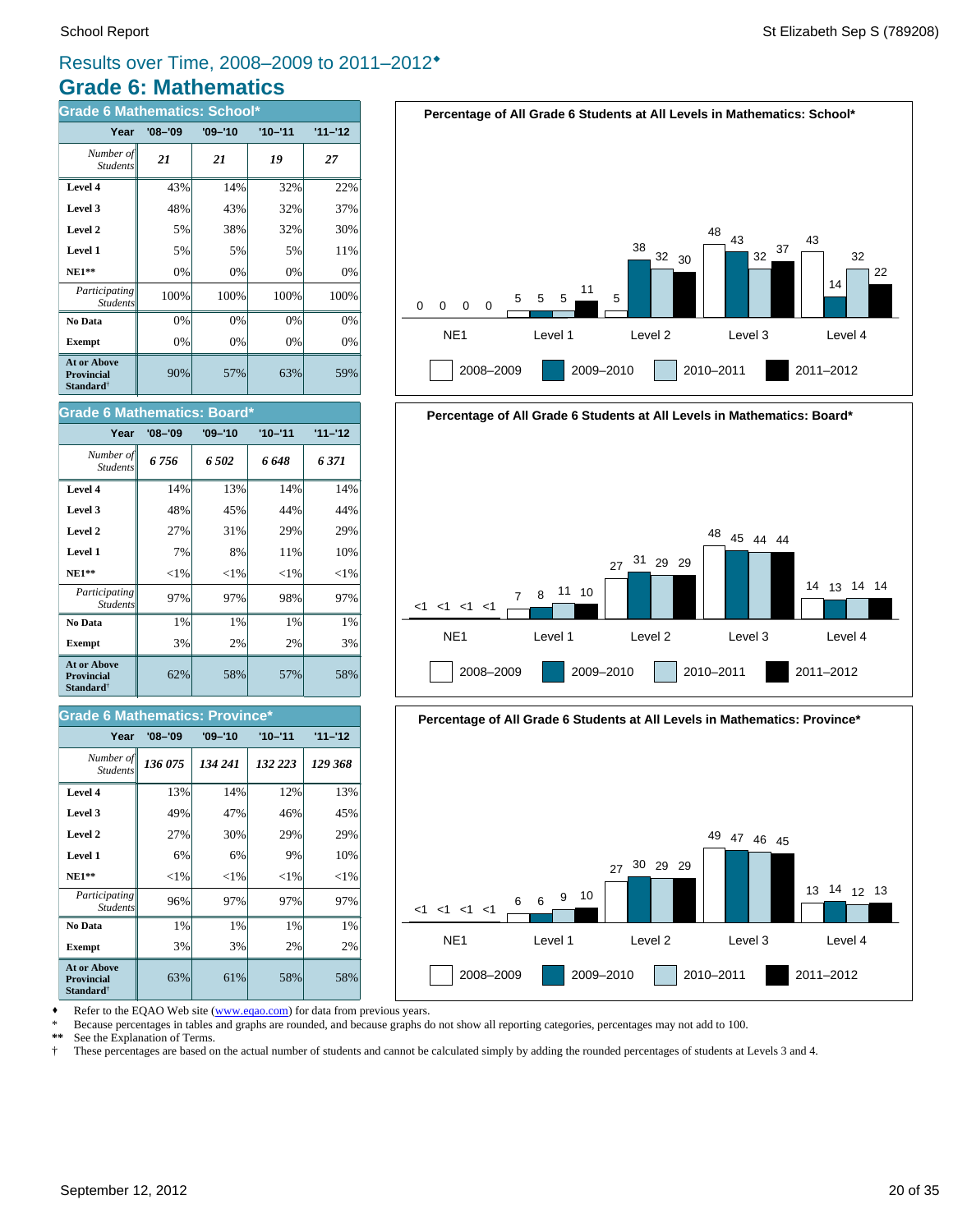# Results over Time, 2008–2009 to 2011–2012♦

## Grade 6: Mathematics

### Grade 6 Mathematics: School*

| Year | '08–'09 | '09–'10 | '10–'11 | '11–'12 |
|---|---|---|---|---|
| *Number of Students* | ***21*** | ***21*** | ***19*** | ***27*** |
| **Level 4** | 43% | 14% | 32% | 22% |
| **Level 3** | 48% | 43% | 32% | 37% |
| **Level 2** | 5% | 38% | 32% | 30% |
| **Level 1** | 5% | 5% | 5% | 11% |
| **NE1**** | 0% | 0% | 0% | 0% |
| *Participating Students* | 100% | 100% | 100% | 100% |
| **No Data** | 0% | 0% | 0% | 0% |
| **Exempt** | 0% | 0% | 0% | 0% |
| **At or Above Provincial Standard†** | 90% | 57% | 63% | 59% |

**Percentage of All Grade 6 Students at All Levels in Mathematics: School***

| | NE1 | Level 1 | Level 2 | Level 3 | Level 4 |
|---|---|---|---|---|---|
| 2008–2009 | 0 | 5 | 5 | 48 | 43 |
| 2009–2010 | 0 | 5 | 38 | 43 | 14 |
| 2010–2011 | 0 | 5 | 32 | 32 | 32 |
| 2011–2012 | 0 | 11 | 30 | 37 | 22 |

### Grade 6 Mathematics: Board*

| Year | '08–'09 | '09–'10 | '10–'11 | '11–'12 |
|---|---|---|---|---|
| *Number of Students* | ***6 756*** | ***6 502*** | ***6 648*** | ***6 371*** |
| **Level 4** | 14% | 13% | 14% | 14% |
| **Level 3** | 48% | 45% | 44% | 44% |
| **Level 2** | 27% | 31% | 29% | 29% |
| **Level 1** | 7% | 8% | 11% | 10% |
| **NE1**** | <1% | <1% | <1% | <1% |
| *Participating Students* | 97% | 97% | 98% | 97% |
| **No Data** | 1% | 1% | 1% | 1% |
| **Exempt** | 3% | 2% | 2% | 3% |
| **At or Above Provincial Standard†** | 62% | 58% | 57% | 58% |

**Percentage of All Grade 6 Students at All Levels in Mathematics: Board***

| | NE1 | Level 1 | Level 2 | Level 3 | Level 4 |
|---|---|---|---|---|---|
| 2008–2009 | <1 | 7 | 27 | 48 | 14 |
| 2009–2010 | <1 | 8 | 31 | 45 | 13 |
| 2010–2011 | <1 | 11 | 29 | 44 | 14 |
| 2011–2012 | <1 | 10 | 29 | 44 | 14 |

### Grade 6 Mathematics: Province*

| Year | '08–'09 | '09–'10 | '10–'11 | '11–'12 |
|---|---|---|---|---|
| *Number of Students* | ***136 075*** | ***134 241*** | ***132 223*** | ***129 368*** |
| **Level 4** | 13% | 14% | 12% | 13% |
| **Level 3** | 49% | 47% | 46% | 45% |
| **Level 2** | 27% | 30% | 29% | 29% |
| **Level 1** | 6% | 6% | 9% | 10% |
| **NE1**** | <1% | <1% | <1% | <1% |
| *Participating Students* | 96% | 97% | 97% | 97% |
| **No Data** | 1% | 1% | 1% | 1% |
| **Exempt** | 3% | 3% | 2% | 2% |
| **At or Above Provincial Standard†** | 63% | 61% | 58% | 58% |

**Percentage of All Grade 6 Students at All Levels in Mathematics: Province***

| | NE1 | Level 1 | Level 2 | Level 3 | Level 4 |
|---|---|---|---|---|---|
| 2008–2009 | <1 | 6 | 27 | 49 | 13 |
| 2009–2010 | <1 | 6 | 30 | 47 | 14 |
| 2010–2011 | <1 | 9 | 29 | 46 | 12 |
| 2011–2012 | <1 | 10 | 29 | 45 | 13 |

♦ Refer to the EQAO Web site (www.eqao.com) for data from previous years.
\* Because percentages in tables and graphs are rounded, and because graphs do not show all reporting categories, percentages may not add to 100.
** See the Explanation of Terms.
† These percentages are based on the actual number of students and cannot be calculated simply by adding the rounded percentages of students at Levels 3 and 4.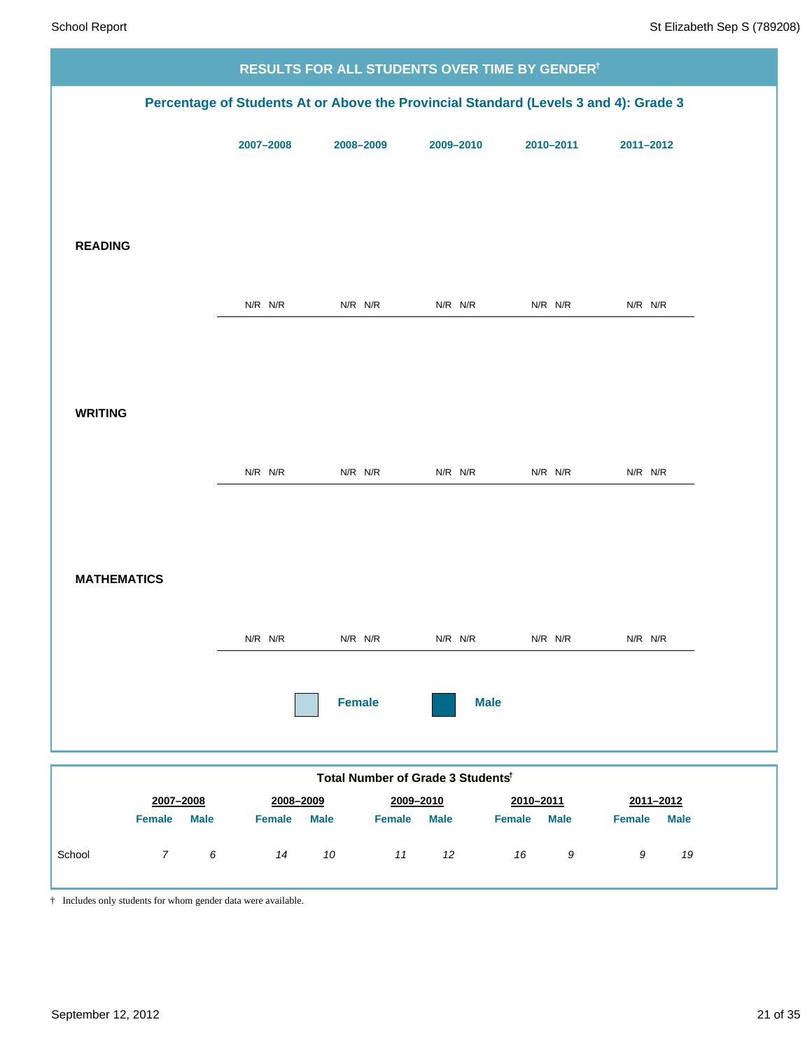## RESULTS FOR ALL STUDENTS OVER TIME BY GENDER†

### Percentage of Students At or Above the Provincial Standard (Levels 3 and 4): Grade 3

| | 2007–2008 | | 2008–2009 | | 2009–2010 | | 2010–2011 | | 2011–2012 | |
|---|---|---|---|---|---|---|---|---|---|---|
| | Female | Male | Female | Male | Female | Male | Female | Male | Female | Male |
| **READING** | N/R | N/R | N/R | N/R | N/R | N/R | N/R | N/R | N/R | N/R |
| **WRITING** | N/R | N/R | N/R | N/R | N/R | N/R | N/R | N/R | N/R | N/R |
| **MATHEMATICS** | N/R | N/R | N/R | N/R | N/R | N/R | N/R | N/R | N/R | N/R |

Female Male

### Total Number of Grade 3 Students†

| | 2007–2008 | | 2008–2009 | | 2009–2010 | | 2010–2011 | | 2011–2012 | |
|---|---|---|---|---|---|---|---|---|---|---|
| | Female | Male | Female | Male | Female | Male | Female | Male | Female | Male |
| School | *7* | *6* | *14* | *10* | *11* | *12* | *16* | *9* | *9* | *19* |

† Includes only students for whom gender data were available.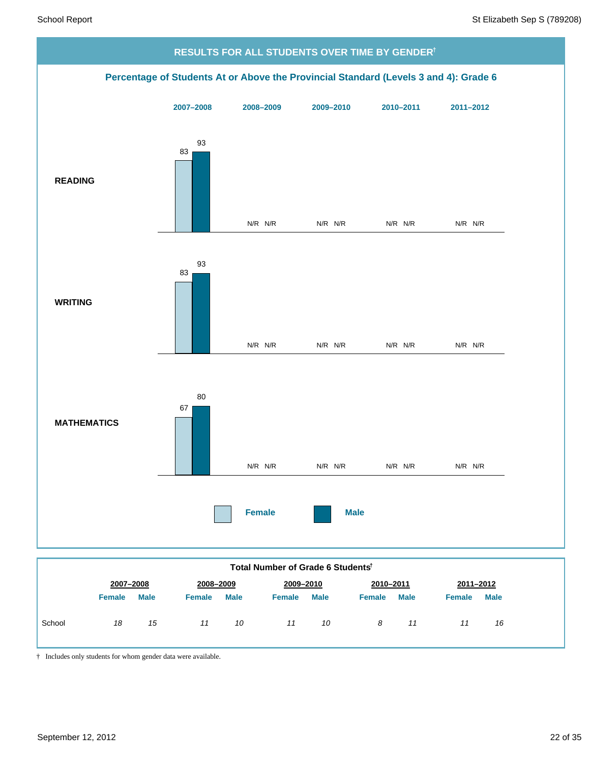## RESULTS FOR ALL STUDENTS OVER TIME BY GENDER†

### Percentage of Students At or Above the Provincial Standard (Levels 3 and 4): Grade 6

| | 2007–2008 Female | 2007–2008 Male | 2008–2009 Female | 2008–2009 Male | 2009–2010 Female | 2009–2010 Male | 2010–2011 Female | 2010–2011 Male | 2011–2012 Female | 2011–2012 Male |
|---|---|---|---|---|---|---|---|---|---|---|
| **READING** | 83 | 93 | N/R | N/R | N/R | N/R | N/R | N/R | N/R | N/R |
| **WRITING** | 83 | 93 | N/R | N/R | N/R | N/R | N/R | N/R | N/R | N/R |
| **MATHEMATICS** | 67 | 80 | N/R | N/R | N/R | N/R | N/R | N/R | N/R | N/R |

### Total Number of Grade 6 Students†

| | 2007–2008 | | 2008–2009 | | 2009–2010 | | 2010–2011 | | 2011–2012 | |
|---|---|---|---|---|---|---|---|---|---|---|
| | Female | Male | Female | Male | Female | Male | Female | Male | Female | Male |
| School | *18* | *15* | *11* | *10* | *11* | *10* | *8* | *11* | *11* | *16* |

† Includes only students for whom gender data were available.

September 12, 2012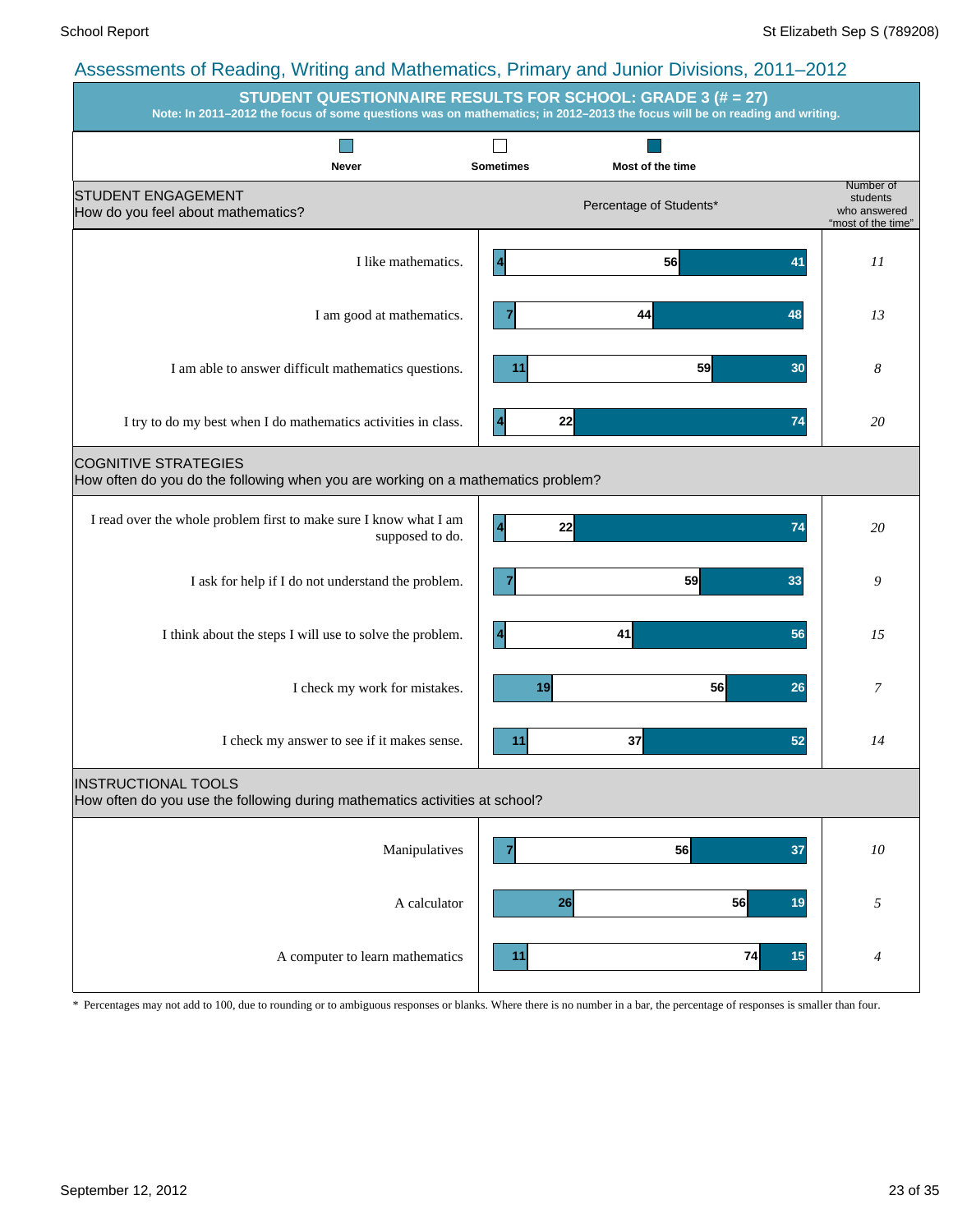## Assessments of Reading, Writing and Mathematics, Primary and Junior Divisions, 2011–2012

### STUDENT QUESTIONNAIRE RESULTS FOR SCHOOL: GRADE 3 (# = 27)

**Note: In 2011–2012 the focus of some questions was on mathematics; in 2012–2013 the focus will be on reading and writing.**

Percentage of Students*

| | Never | Sometimes | Most of the time | Number of students who answered "most of the time" |
|---|---|---|---|---|
| **STUDENT ENGAGEMENT** — How do you feel about mathematics? | | | | |
| I like mathematics. | 4 | 56 | 41 | *11* |
| I am good at mathematics. | 7 | 44 | 48 | *13* |
| I am able to answer difficult mathematics questions. | 11 | 59 | 30 | *8* |
| I try to do my best when I do mathematics activities in class. | 4 | 22 | 74 | *20* |
| **COGNITIVE STRATEGIES** — How often do you do the following when you are working on a mathematics problem? | | | | |
| I read over the whole problem first to make sure I know what I am supposed to do. | 4 | 22 | 74 | *20* |
| I ask for help if I do not understand the problem. | 7 | 59 | 33 | *9* |
| I think about the steps I will use to solve the problem. | 4 | 41 | 56 | *15* |
| I check my work for mistakes. | 19 | 56 | 26 | *7* |
| I check my answer to see if it makes sense. | 11 | 37 | 52 | *14* |
| **INSTRUCTIONAL TOOLS** — How often do you use the following during mathematics activities at school? | | | | |
| Manipulatives | 7 | 56 | 37 | *10* |
| A calculator | 26 | 56 | 19 | *5* |
| A computer to learn mathematics | 11 | 74 | 15 | *4* |

\* Percentages may not add to 100, due to rounding or to ambiguous responses or blanks. Where there is no number in a bar, the percentage of responses is smaller than four.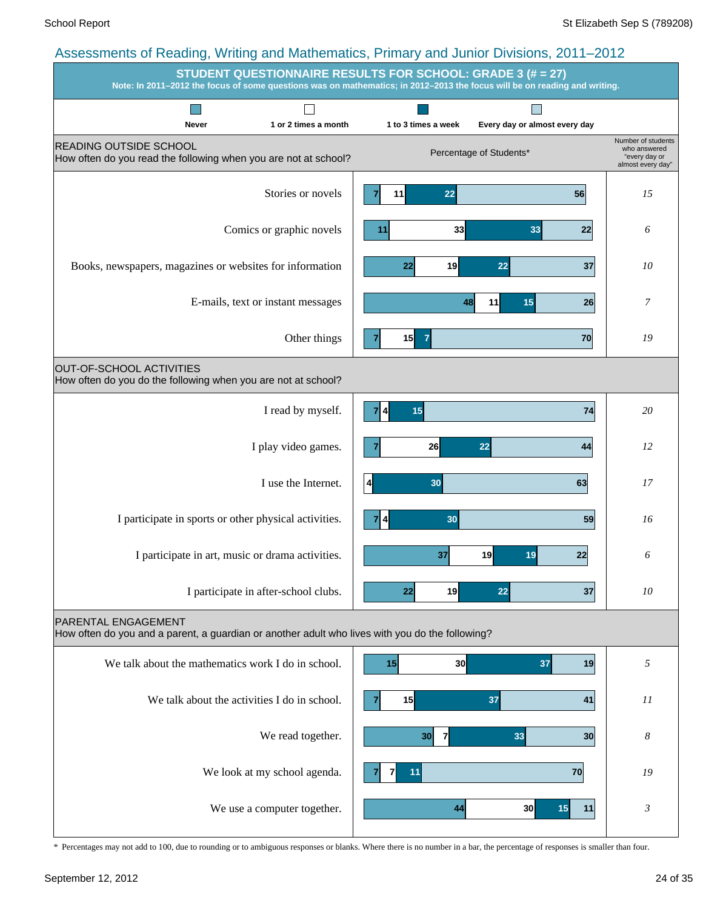## Assessments of Reading, Writing and Mathematics, Primary and Junior Divisions, 2011–2012

### STUDENT QUESTIONNAIRE RESULTS FOR SCHOOL: GRADE 3 (# = 27)

**Note: In 2011–2012 the focus of some questions was on mathematics; in 2012–2013 the focus will be on reading and writing.**

Percentage of Students*

| READING OUTSIDE SCHOOL<br>How often do you read the following when you are not at school? | Never | 1 or 2 times a month | 1 to 3 times a week | Every day or almost every day | Number of students who answered "every day or almost every day" |
|---|---|---|---|---|---|
| Stories or novels | 7 | 11 | 22 | 56 | 15 |
| Comics or graphic novels | 11 | 33 | 33 | 22 | 6 |
| Books, newspapers, magazines or websites for information | 22 | 19 | 22 | 37 | 10 |
| E-mails, text or instant messages | 48 | 11 | 15 | 26 | 7 |
| Other things | 7 | 15 | 7 | 70 | 19 |

| OUT-OF-SCHOOL ACTIVITIES<br>How often do you do the following when you are not at school? | Never | 1 or 2 times a month | 1 to 3 times a week | Every day or almost every day | Number of students who answered "every day or almost every day" |
|---|---|---|---|---|---|
| I read by myself. | 7 | 4 | 15 | 74 | 20 |
| I play video games. | 7 | 26 | 22 | 44 | 12 |
| I use the Internet. | 4 | | 30 | 63 | 17 |
| I participate in sports or other physical activities. | 7 | 4 | 30 | 59 | 16 |
| I participate in art, music or drama activities. | 37 | 19 | 19 | 22 | 6 |
| I participate in after-school clubs. | 22 | 19 | 22 | 37 | 10 |

| PARENTAL ENGAGEMENT<br>How often do you and a parent, a guardian or another adult who lives with you do the following? | Never | 1 or 2 times a month | 1 to 3 times a week | Every day or almost every day | Number of students who answered "every day or almost every day" |
|---|---|---|---|---|---|
| We talk about the mathematics work I do in school. | 15 | 30 | 37 | 19 | 5 |
| We talk about the activities I do in school. | 7 | 15 | 37 | 41 | 11 |
| We read together. | 30 | 7 | 33 | 30 | 8 |
| We look at my school agenda. | 7 | 7 | 11 | 70 | 19 |
| We use a computer together. | 44 | 30 | 15 | 11 | 3 |

\* Percentages may not add to 100, due to rounding or to ambiguous responses or blanks. Where there is no number in a bar, the percentage of responses is smaller than four.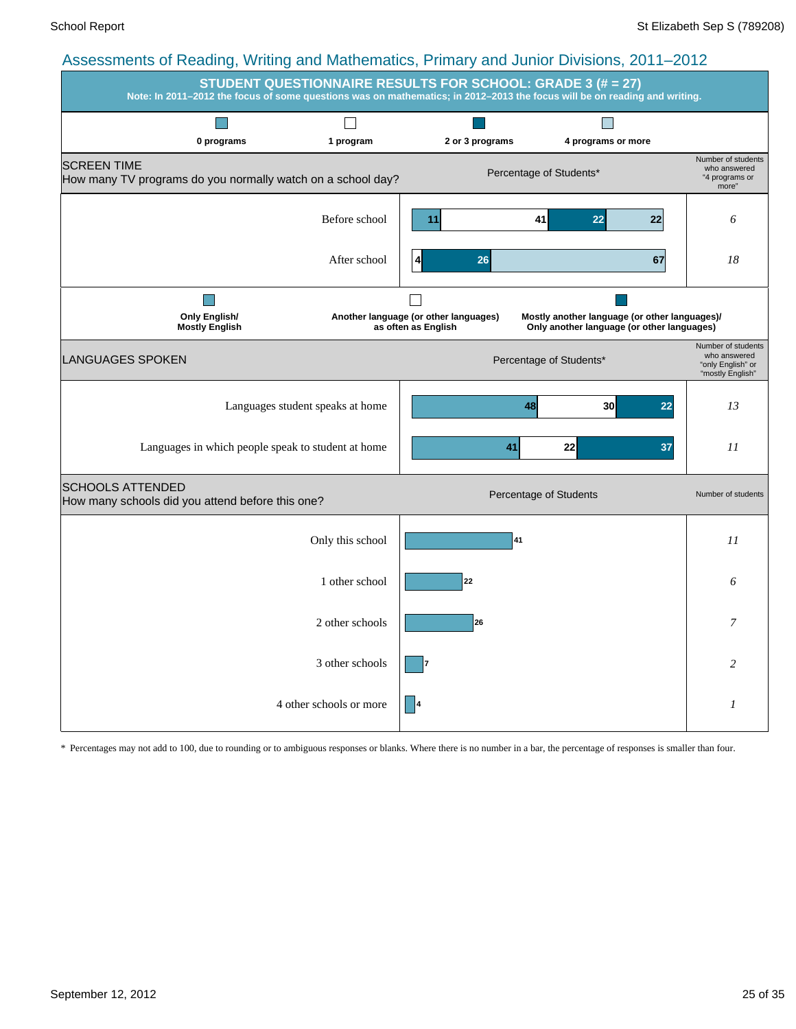## Assessments of Reading, Writing and Mathematics, Primary and Junior Divisions, 2011–2012

### STUDENT QUESTIONNAIRE RESULTS FOR SCHOOL: GRADE 3 (# = 27)

**Note: In 2011–2012 the focus of some questions was on mathematics; in 2012–2013 the focus will be on reading and writing.**

**SCREEN TIME**
How many TV programs do you normally watch on a school day?

| | 0 programs | 1 program | 2 or 3 programs | 4 programs or more | Number of students who answered "4 programs or more" |
|---|---|---|---|---|---|
| Before school | 11 | 41 | 22 | 22 | 6 |
| After school | | 4 | 26 | 67 | 18 |

Percentage of Students*

**LANGUAGES SPOKEN**

| | Only English/ Mostly English | Another language (or other languages) as often as English | Mostly another language (or other languages)/ Only another language (or other languages) | Number of students who answered "only English" or "mostly English" |
|---|---|---|---|---|
| Languages student speaks at home | 48 | 30 | 22 | 13 |
| Languages in which people speak to student at home | 41 | 22 | 37 | 11 |

Percentage of Students*

**SCHOOLS ATTENDED**
How many schools did you attend before this one?

| | Percentage of Students | Number of students |
|---|---|---|
| Only this school | 41 | 11 |
| 1 other school | 22 | 6 |
| 2 other schools | 26 | 7 |
| 3 other schools | 7 | 2 |
| 4 other schools or more | 4 | 1 |

\* Percentages may not add to 100, due to rounding or to ambiguous responses or blanks. Where there is no number in a bar, the percentage of responses is smaller than four.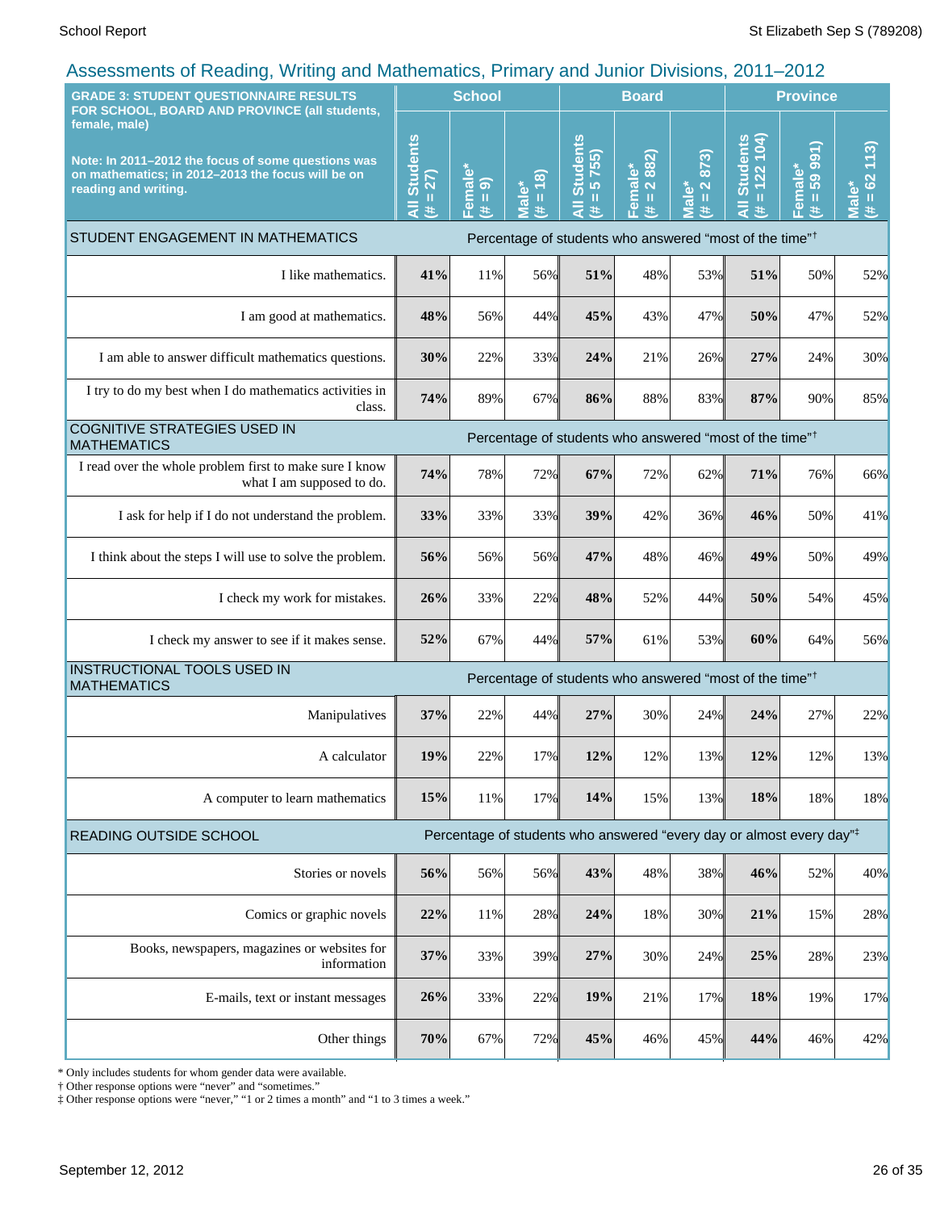## Assessments of Reading, Writing and Mathematics, Primary and Junior Divisions, 2011–2012

| GRADE 3: STUDENT QUESTIONNAIRE RESULTS FOR SCHOOL, BOARD AND PROVINCE (all students, female, male)<br><br>Note: In 2011–2012 the focus of some questions was on mathematics; in 2012–2013 the focus will be on reading and writing. | School | | | Board | | | Province | | |
|---|---|---|---|---|---|---|---|---|---|
| | All Students (# = 27) | Female* (# = 9) | Male* (# = 18) | All Students (# = 5 755) | Female* (# = 2 882) | Male* (# = 2 873) | All Students (# = 122 104) | Female* (# = 59 991) | Male* (# = 62 113) |
| **STUDENT ENGAGEMENT IN MATHEMATICS** | Percentage of students who answered "most of the time"† | | | | | | | | |
| I like mathematics. | **41%** | 11% | 56% | **51%** | 48% | 53% | **51%** | 50% | 52% |
| I am good at mathematics. | **48%** | 56% | 44% | **45%** | 43% | 47% | **50%** | 47% | 52% |
| I am able to answer difficult mathematics questions. | **30%** | 22% | 33% | **24%** | 21% | 26% | **27%** | 24% | 30% |
| I try to do my best when I do mathematics activities in class. | **74%** | 89% | 67% | **86%** | 88% | 83% | **87%** | 90% | 85% |
| **COGNITIVE STRATEGIES USED IN MATHEMATICS** | Percentage of students who answered "most of the time"† | | | | | | | | |
| I read over the whole problem first to make sure I know what I am supposed to do. | **74%** | 78% | 72% | **67%** | 72% | 62% | **71%** | 76% | 66% |
| I ask for help if I do not understand the problem. | **33%** | 33% | 33% | **39%** | 42% | 36% | **46%** | 50% | 41% |
| I think about the steps I will use to solve the problem. | **56%** | 56% | 56% | **47%** | 48% | 46% | **49%** | 50% | 49% |
| I check my work for mistakes. | **26%** | 33% | 22% | **48%** | 52% | 44% | **50%** | 54% | 45% |
| I check my answer to see if it makes sense. | **52%** | 67% | 44% | **57%** | 61% | 53% | **60%** | 64% | 56% |
| **INSTRUCTIONAL TOOLS USED IN MATHEMATICS** | Percentage of students who answered "most of the time"† | | | | | | | | |
| Manipulatives | **37%** | 22% | 44% | **27%** | 30% | 24% | **24%** | 27% | 22% |
| A calculator | **19%** | 22% | 17% | **12%** | 12% | 13% | **12%** | 12% | 13% |
| A computer to learn mathematics | **15%** | 11% | 17% | **14%** | 15% | 13% | **18%** | 18% | 18% |
| **READING OUTSIDE SCHOOL** | Percentage of students who answered "every day or almost every day"‡ | | | | | | | | |
| Stories or novels | **56%** | 56% | 56% | **43%** | 48% | 38% | **46%** | 52% | 40% |
| Comics or graphic novels | **22%** | 11% | 28% | **24%** | 18% | 30% | **21%** | 15% | 28% |
| Books, newspapers, magazines or websites for information | **37%** | 33% | 39% | **27%** | 30% | 24% | **25%** | 28% | 23% |
| E-mails, text or instant messages | **26%** | 33% | 22% | **19%** | 21% | 17% | **18%** | 19% | 17% |
| Other things | **70%** | 67% | 72% | **45%** | 46% | 45% | **44%** | 46% | 42% |

\* Only includes students for whom gender data were available.
† Other response options were "never" and "sometimes."
‡ Other response options were "never," "1 or 2 times a month" and "1 to 3 times a week."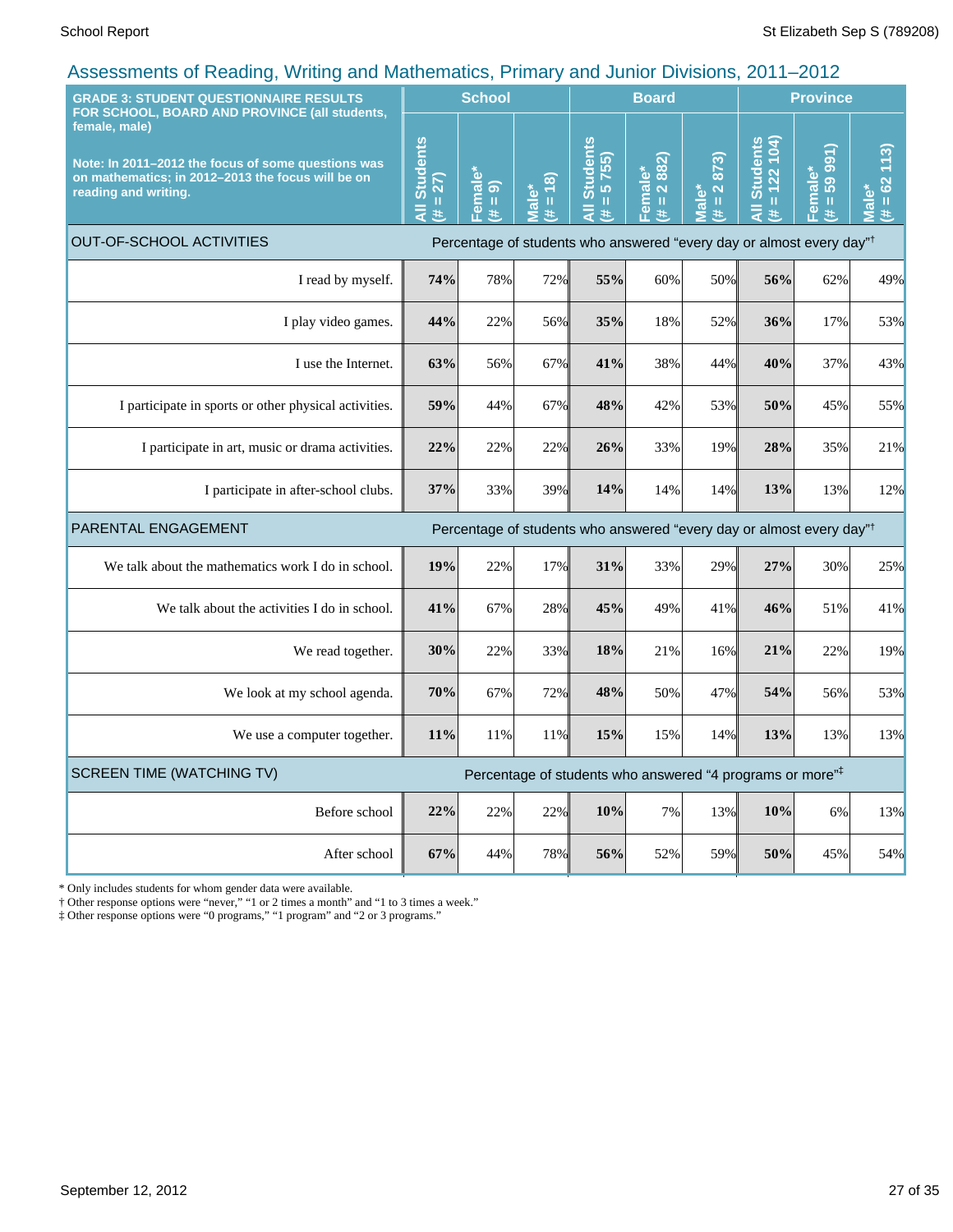## Assessments of Reading, Writing and Mathematics, Primary and Junior Divisions, 2011–2012

| GRADE 3: STUDENT QUESTIONNAIRE RESULTS FOR SCHOOL, BOARD AND PROVINCE (all students, female, male)<br><br>Note: In 2011–2012 the focus of some questions was on mathematics; in 2012–2013 the focus will be on reading and writing. | School | | | Board | | | Province | | |
|---|---|---|---|---|---|---|---|---|---|
| | All Students (# = 27) | Female* (# = 9) | Male* (# = 18) | All Students (# = 5 755) | Female* (# = 2 882) | Male* (# = 2 873) | All Students (# = 122 104) | Female* (# = 59 991) | Male* (# = 62 113) |
| **OUT-OF-SCHOOL ACTIVITIES** | Percentage of students who answered "every day or almost every day"† | | | | | | | | |
| I read by myself. | **74%** | 78% | 72% | **55%** | 60% | 50% | **56%** | 62% | 49% |
| I play video games. | **44%** | 22% | 56% | **35%** | 18% | 52% | **36%** | 17% | 53% |
| I use the Internet. | **63%** | 56% | 67% | **41%** | 38% | 44% | **40%** | 37% | 43% |
| I participate in sports or other physical activities. | **59%** | 44% | 67% | **48%** | 42% | 53% | **50%** | 45% | 55% |
| I participate in art, music or drama activities. | **22%** | 22% | 22% | **26%** | 33% | 19% | **28%** | 35% | 21% |
| I participate in after-school clubs. | **37%** | 33% | 39% | **14%** | 14% | 14% | **13%** | 13% | 12% |
| **PARENTAL ENGAGEMENT** | Percentage of students who answered "every day or almost every day"† | | | | | | | | |
| We talk about the mathematics work I do in school. | **19%** | 22% | 17% | **31%** | 33% | 29% | **27%** | 30% | 25% |
| We talk about the activities I do in school. | **41%** | 67% | 28% | **45%** | 49% | 41% | **46%** | 51% | 41% |
| We read together. | **30%** | 22% | 33% | **18%** | 21% | 16% | **21%** | 22% | 19% |
| We look at my school agenda. | **70%** | 67% | 72% | **48%** | 50% | 47% | **54%** | 56% | 53% |
| We use a computer together. | **11%** | 11% | 11% | **15%** | 15% | 14% | **13%** | 13% | 13% |
| **SCREEN TIME (WATCHING TV)** | Percentage of students who answered "4 programs or more"‡ | | | | | | | | |
| Before school | **22%** | 22% | 22% | **10%** | 7% | 13% | **10%** | 6% | 13% |
| After school | **67%** | 44% | 78% | **56%** | 52% | 59% | **50%** | 45% | 54% |

* Only includes students for whom gender data were available.
† Other response options were "never," "1 or 2 times a month" and "1 to 3 times a week."
‡ Other response options were "0 programs," "1 program" and "2 or 3 programs."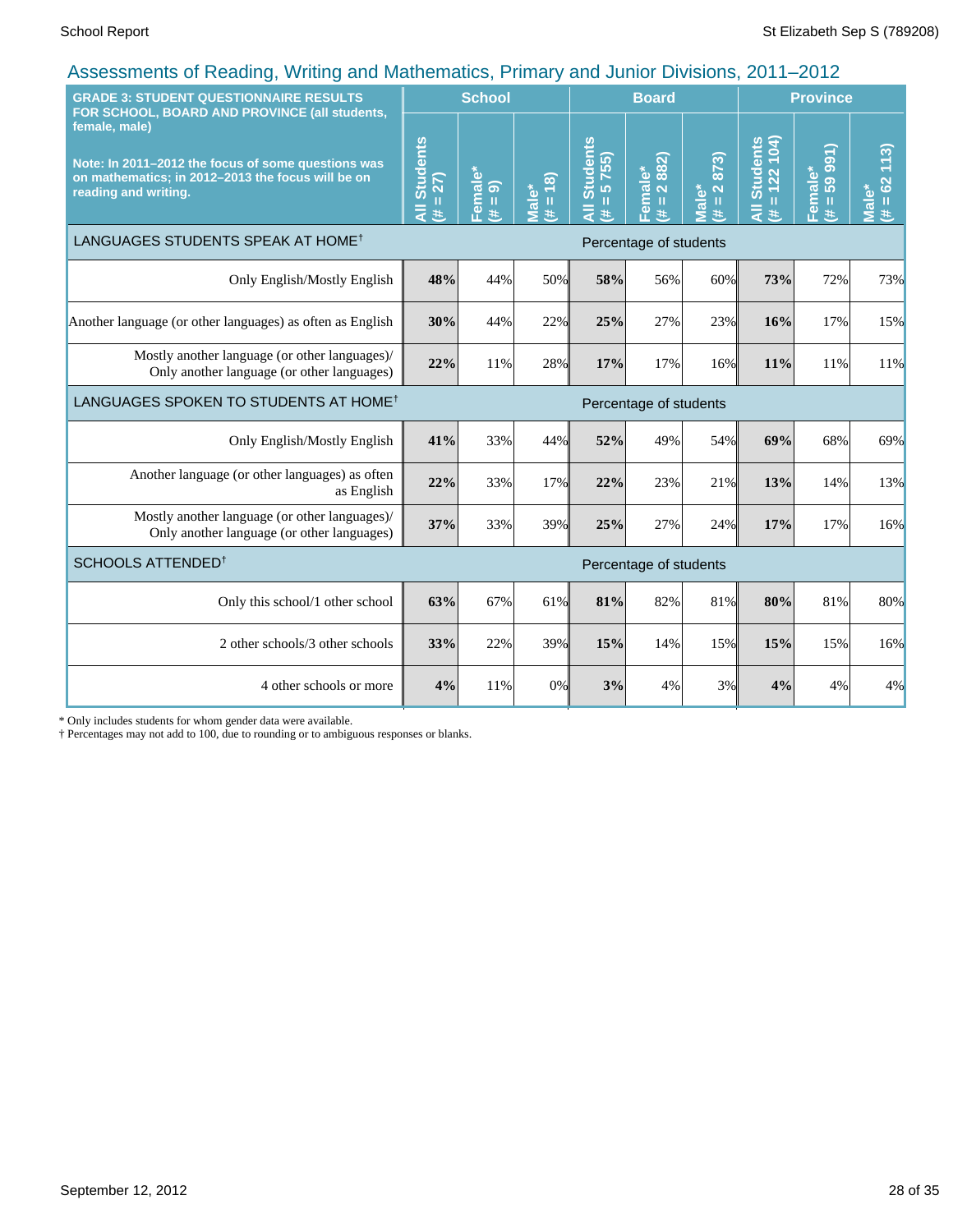## Assessments of Reading, Writing and Mathematics, Primary and Junior Divisions, 2011–2012

| GRADE 3: STUDENT QUESTIONNAIRE RESULTS FOR SCHOOL, BOARD AND PROVINCE (all students, female, male)<br><br>Note: In 2011–2012 the focus of some questions was on mathematics; in 2012–2013 the focus will be on reading and writing. | School | | | Board | | | Province | | |
|---|---|---|---|---|---|---|---|---|---|
| | All Students (# = 27) | Female* (# = 9) | Male* (# = 18) | All Students (# = 5 755) | Female* (# = 2 882) | Male* (# = 2 873) | All Students (# = 122 104) | Female* (# = 59 991) | Male* (# = 62 113) |
| LANGUAGES STUDENTS SPEAK AT HOME† | Percentage of students | | | | | | | | |
| Only English/Mostly English | **48%** | 44% | 50% | **58%** | 56% | 60% | **73%** | 72% | 73% |
| Another language (or other languages) as often as English | **30%** | 44% | 22% | **25%** | 27% | 23% | **16%** | 17% | 15% |
| Mostly another language (or other languages)/ Only another language (or other languages) | **22%** | 11% | 28% | **17%** | 17% | 16% | **11%** | 11% | 11% |
| LANGUAGES SPOKEN TO STUDENTS AT HOME† | Percentage of students | | | | | | | | |
| Only English/Mostly English | **41%** | 33% | 44% | **52%** | 49% | 54% | **69%** | 68% | 69% |
| Another language (or other languages) as often as English | **22%** | 33% | 17% | **22%** | 23% | 21% | **13%** | 14% | 13% |
| Mostly another language (or other languages)/ Only another language (or other languages) | **37%** | 33% | 39% | **25%** | 27% | 24% | **17%** | 17% | 16% |
| SCHOOLS ATTENDED† | Percentage of students | | | | | | | | |
| Only this school/1 other school | **63%** | 67% | 61% | **81%** | 82% | 81% | **80%** | 81% | 80% |
| 2 other schools/3 other schools | **33%** | 22% | 39% | **15%** | 14% | 15% | **15%** | 15% | 16% |
| 4 other schools or more | **4%** | 11% | 0% | **3%** | 4% | 3% | **4%** | 4% | 4% |

* Only includes students for whom gender data were available.
† Percentages may not add to 100, due to rounding or to ambiguous responses or blanks.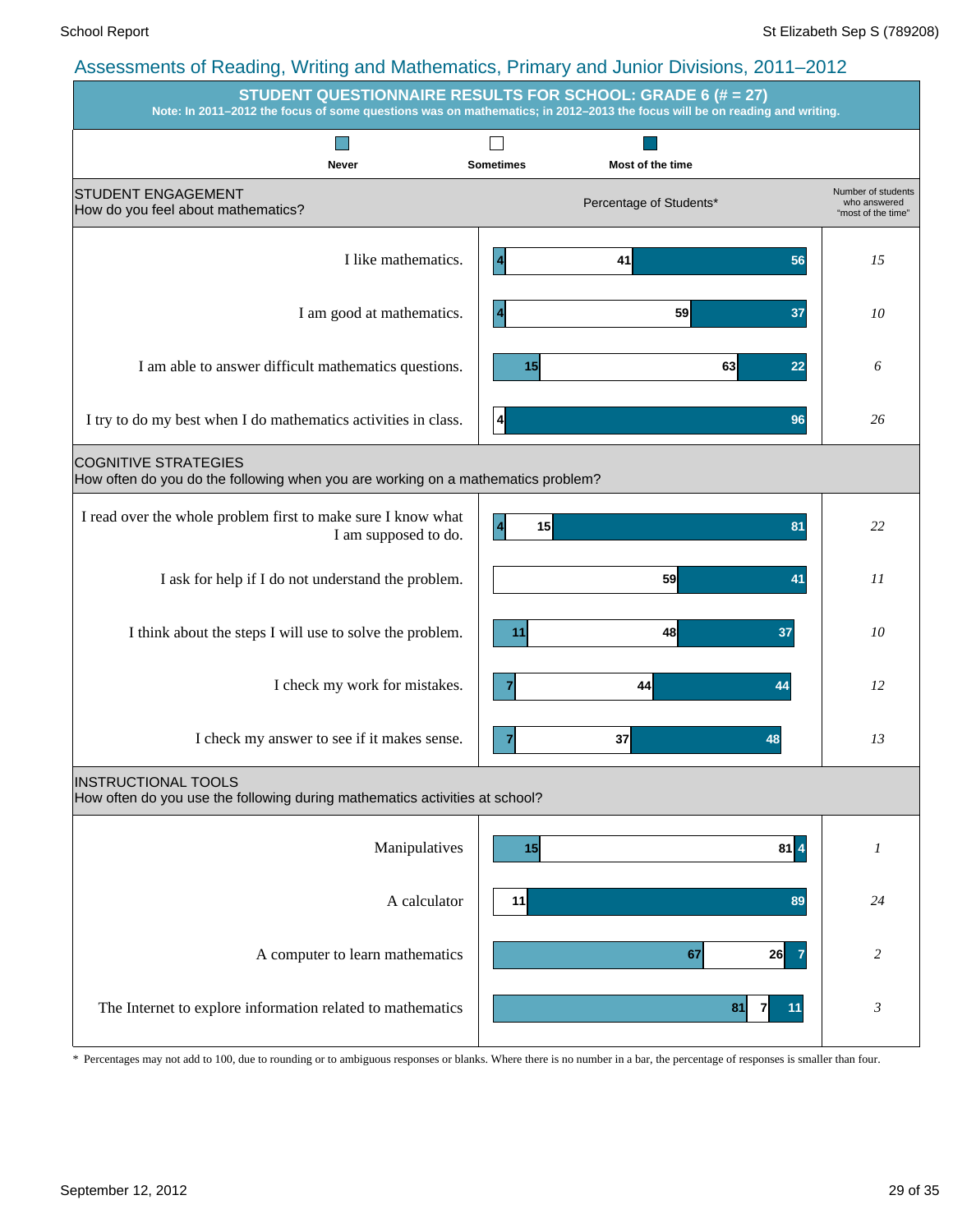## Assessments of Reading, Writing and Mathematics, Primary and Junior Divisions, 2011–2012

**STUDENT QUESTIONNAIRE RESULTS FOR SCHOOL: GRADE 6 (# = 27)**

**Note: In 2011–2012 the focus of some questions was on mathematics; in 2012–2013 the focus will be on reading and writing.**

| STUDENT ENGAGEMENT<br>How do you feel about mathematics? | Never (%) | Sometimes (%) | Most of the time (%) | Number of students who answered "most of the time" |
|---|---|---|---|---|
| I like mathematics. | 4 | 41 | 56 | 15 |
| I am good at mathematics. | 4 | 59 | 37 | 10 |
| I am able to answer difficult mathematics questions. | 15 | 63 | 22 | 6 |
| I try to do my best when I do mathematics activities in class. | 4 | | 96 | 26 |

| COGNITIVE STRATEGIES<br>How often do you do the following when you are working on a mathematics problem? | Never (%) | Sometimes (%) | Most of the time (%) | Number of students who answered "most of the time" |
|---|---|---|---|---|
| I read over the whole problem first to make sure I know what I am supposed to do. | 4 | 15 | 81 | 22 |
| I ask for help if I do not understand the problem. | | 59 | 41 | 11 |
| I think about the steps I will use to solve the problem. | 11 | 48 | 37 | 10 |
| I check my work for mistakes. | 7 | 44 | 44 | 12 |
| I check my answer to see if it makes sense. | 7 | 37 | 48 | 13 |

| INSTRUCTIONAL TOOLS<br>How often do you use the following during mathematics activities at school? | Never (%) | Sometimes (%) | Most of the time (%) | Number of students who answered "most of the time" |
|---|---|---|---|---|
| Manipulatives | 15 | 81 | 4 | 1 |
| A calculator | | 11 | 89 | 24 |
| A computer to learn mathematics | 67 | 26 | 7 | 2 |
| The Internet to explore information related to mathematics | 81 | 7 | 11 | 3 |

\* Percentages may not add to 100, due to rounding or to ambiguous responses or blanks. Where there is no number in a bar, the percentage of responses is smaller than four.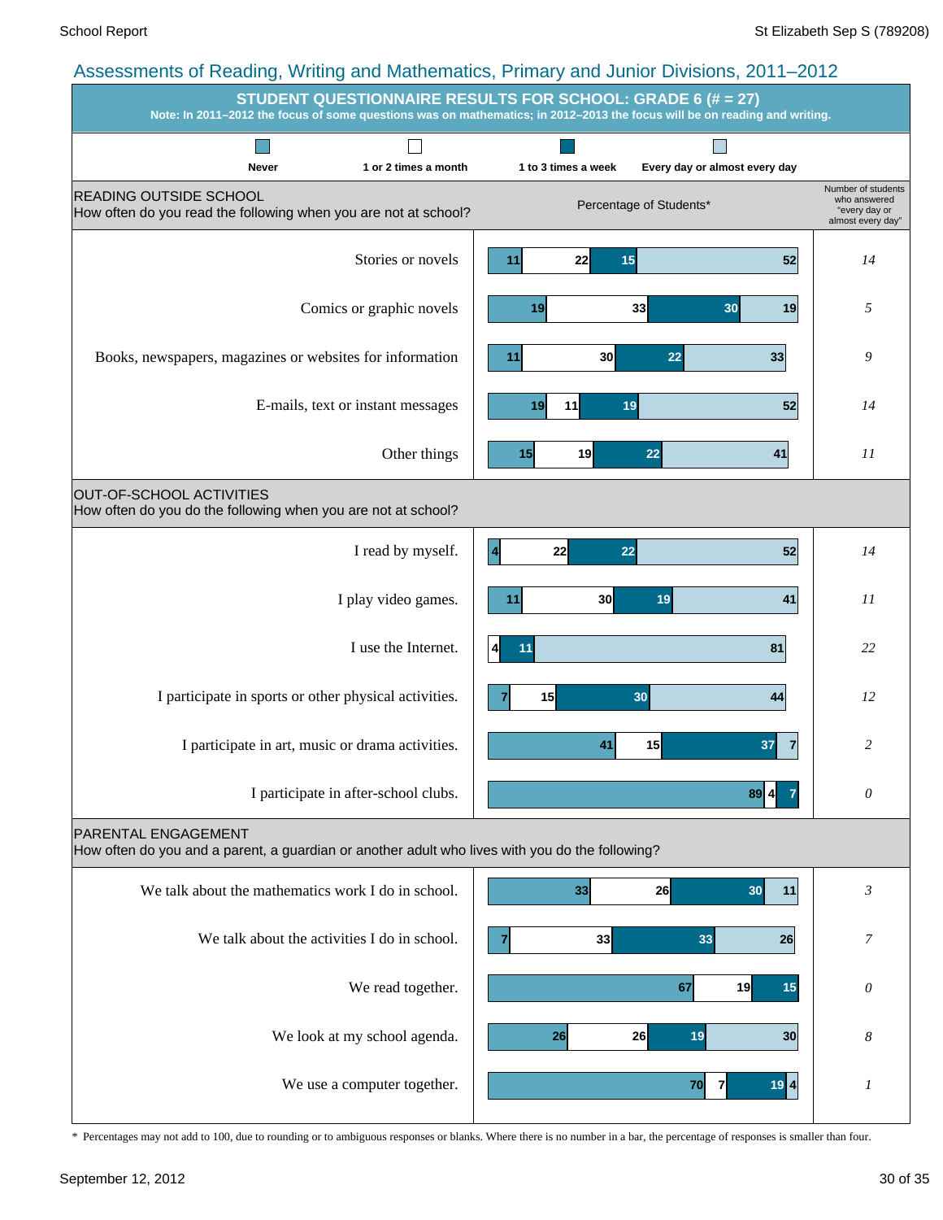## Assessments of Reading, Writing and Mathematics, Primary and Junior Divisions, 2011–2012

### STUDENT QUESTIONNAIRE RESULTS FOR SCHOOL: GRADE 6 (# = 27)

**Note: In 2011–2012 the focus of some questions was on mathematics; in 2012–2013 the focus will be on reading and writing.**

Percentage of Students*

| READING OUTSIDE SCHOOL<br>How often do you read the following when you are not at school? | Never | 1 or 2 times a month | 1 to 3 times a week | Every day or almost every day | Number of students who answered "every day or almost every day" |
|---|---|---|---|---|---|
| Stories or novels | 11 | 22 | 15 | 52 | *14* |
| Comics or graphic novels | 19 | 33 | 30 | 19 | *5* |
| Books, newspapers, magazines or websites for information | 11 | 30 | 22 | 33 | *9* |
| E-mails, text or instant messages | 19 | 11 | 19 | 52 | *14* |
| Other things | 15 | 19 | 22 | 41 | *11* |

| OUT-OF-SCHOOL ACTIVITIES<br>How often do you do the following when you are not at school? | Never | 1 or 2 times a month | 1 to 3 times a week | Every day or almost every day | Number of students who answered "every day or almost every day" |
|---|---|---|---|---|---|
| I read by myself. | 4 | 22 | 22 | 52 | *14* |
| I play video games. | 11 | 30 | 19 | 41 | *11* |
| I use the Internet. | 4 | | 11 | 81 | *22* |
| I participate in sports or other physical activities. | 7 | 15 | 30 | 44 | *12* |
| I participate in art, music or drama activities. | 41 | 15 | 37 | 7 | *2* |
| I participate in after-school clubs. | 89 | 4 | 7 | | *0* |

| PARENTAL ENGAGEMENT<br>How often do you and a parent, a guardian or another adult who lives with you do the following? | Never | 1 or 2 times a month | 1 to 3 times a week | Every day or almost every day | Number of students who answered "every day or almost every day" |
|---|---|---|---|---|---|
| We talk about the mathematics work I do in school. | 33 | 26 | 30 | 11 | *3* |
| We talk about the activities I do in school. | 7 | 33 | 33 | 26 | *7* |
| We read together. | 67 | 19 | 15 | | *0* |
| We look at my school agenda. | 26 | 26 | 19 | 30 | *8* |
| We use a computer together. | 70 | 7 | 19 | 4 | *1* |

\* Percentages may not add to 100, due to rounding or to ambiguous responses or blanks. Where there is no number in a bar, the percentage of responses is smaller than four.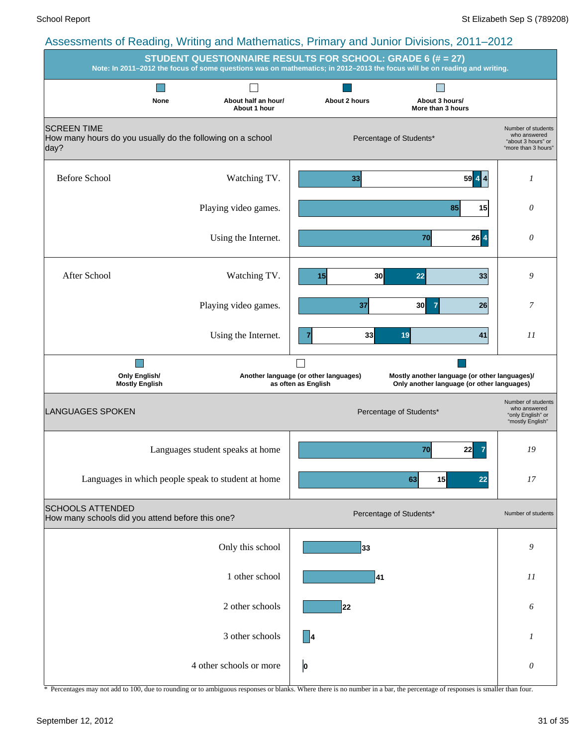## Assessments of Reading, Writing and Mathematics, Primary and Junior Divisions, 2011–2012

### STUDENT QUESTIONNAIRE RESULTS FOR SCHOOL: GRADE 6 (# = 27)

**Note: In 2011–2012 the focus of some questions was on mathematics; in 2012–2013 the focus will be on reading and writing.**

**SCREEN TIME**
How many hours do you usually do the following on a school day?

Percentage of Students*

| | | None | About half an hour/ About 1 hour | About 2 hours | About 3 hours/ More than 3 hours | Number of students who answered "about 3 hours" or "more than 3 hours" |
|---|---|---|---|---|---|---|
| Before School | Watching TV. | 33 | 59 | 4 | 4 | 1 |
| | Playing video games. | 85 | 15 | | | 0 |
| | Using the Internet. | 70 | 26 | 4 | | 0 |
| After School | Watching TV. | 15 | 30 | 22 | 33 | 9 |
| | Playing video games. | 37 | 30 | 7 | 26 | 7 |
| | Using the Internet. | 7 | 33 | 19 | 41 | 11 |

**LANGUAGES SPOKEN**

Percentage of Students*

| | Only English/ Mostly English | Another language (or other languages) as often as English | Mostly another language (or other languages)/ Only another language (or other languages) | Number of students who answered "only English" or "mostly English" |
|---|---|---|---|---|
| Languages student speaks at home | 70 | 22 | 7 | 19 |
| Languages in which people speak to student at home | 63 | 15 | 22 | 17 |

**SCHOOLS ATTENDED**
How many schools did you attend before this one?

| | Percentage of Students* | Number of students |
|---|---|---|
| Only this school | 33 | 9 |
| 1 other school | 41 | 11 |
| 2 other schools | 22 | 6 |
| 3 other schools | 4 | 1 |
| 4 other schools or more | 0 | 0 |

\* Percentages may not add to 100, due to rounding or to ambiguous responses or blanks. Where there is no number in a bar, the percentage of responses is smaller than four.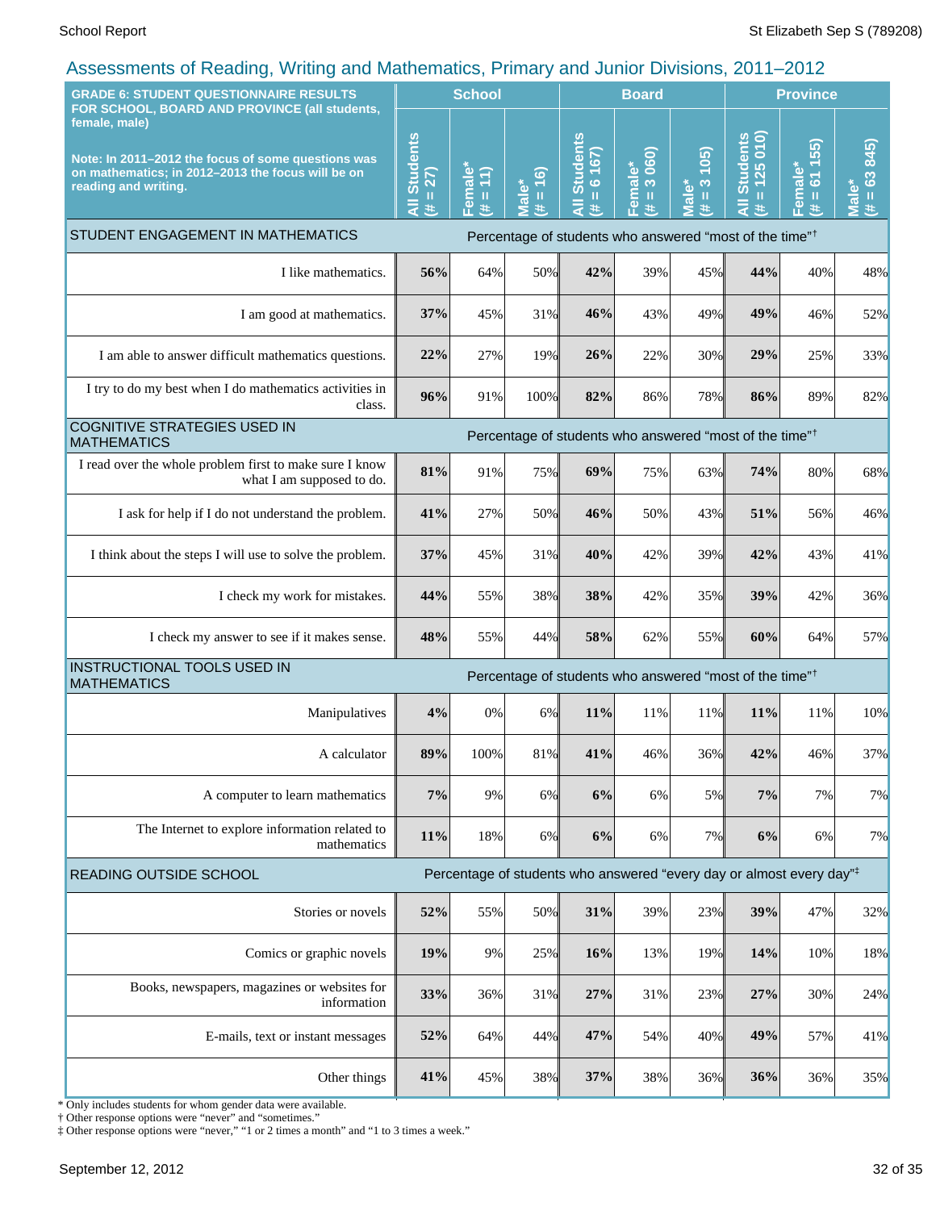## Assessments of Reading, Writing and Mathematics, Primary and Junior Divisions, 2011–2012

| GRADE 6: STUDENT QUESTIONNAIRE RESULTS FOR SCHOOL, BOARD AND PROVINCE (all students, female, male)<br><br>Note: In 2011–2012 the focus of some questions was on mathematics; in 2012–2013 the focus will be on reading and writing. | School | | | Board | | | Province | | |
|---|---|---|---|---|---|---|---|---|---|
| | All Students (# = 27) | Female* (# = 11) | Male* (# = 16) | All Students (# = 6 167) | Female* (# = 3 060) | Male* (# = 3 105) | All Students (# = 125 010) | Female* (# = 61 155) | Male* (# = 63 845) |
| **STUDENT ENGAGEMENT IN MATHEMATICS** | Percentage of students who answered "most of the time"† | | | | | | | | |
| I like mathematics. | **56%** | 64% | 50% | **42%** | 39% | 45% | **44%** | 40% | 48% |
| I am good at mathematics. | **37%** | 45% | 31% | **46%** | 43% | 49% | **49%** | 46% | 52% |
| I am able to answer difficult mathematics questions. | **22%** | 27% | 19% | **26%** | 22% | 30% | **29%** | 25% | 33% |
| I try to do my best when I do mathematics activities in class. | **96%** | 91% | 100% | **82%** | 86% | 78% | **86%** | 89% | 82% |
| **COGNITIVE STRATEGIES USED IN MATHEMATICS** | Percentage of students who answered "most of the time"† | | | | | | | | |
| I read over the whole problem first to make sure I know what I am supposed to do. | **81%** | 91% | 75% | **69%** | 75% | 63% | **74%** | 80% | 68% |
| I ask for help if I do not understand the problem. | **41%** | 27% | 50% | **46%** | 50% | 43% | **51%** | 56% | 46% |
| I think about the steps I will use to solve the problem. | **37%** | 45% | 31% | **40%** | 42% | 39% | **42%** | 43% | 41% |
| I check my work for mistakes. | **44%** | 55% | 38% | **38%** | 42% | 35% | **39%** | 42% | 36% |
| I check my answer to see if it makes sense. | **48%** | 55% | 44% | **58%** | 62% | 55% | **60%** | 64% | 57% |
| **INSTRUCTIONAL TOOLS USED IN MATHEMATICS** | Percentage of students who answered "most of the time"† | | | | | | | | |
| Manipulatives | **4%** | 0% | 6% | **11%** | 11% | 11% | **11%** | 11% | 10% |
| A calculator | **89%** | 100% | 81% | **41%** | 46% | 36% | **42%** | 46% | 37% |
| A computer to learn mathematics | **7%** | 9% | 6% | **6%** | 6% | 5% | **7%** | 7% | 7% |
| The Internet to explore information related to mathematics | **11%** | 18% | 6% | **6%** | 6% | 7% | **6%** | 6% | 7% |
| **READING OUTSIDE SCHOOL** | Percentage of students who answered "every day or almost every day"‡ | | | | | | | | |
| Stories or novels | **52%** | 55% | 50% | **31%** | 39% | 23% | **39%** | 47% | 32% |
| Comics or graphic novels | **19%** | 9% | 25% | **16%** | 13% | 19% | **14%** | 10% | 18% |
| Books, newspapers, magazines or websites for information | **33%** | 36% | 31% | **27%** | 31% | 23% | **27%** | 30% | 24% |
| E-mails, text or instant messages | **52%** | 64% | 44% | **47%** | 54% | 40% | **49%** | 57% | 41% |
| Other things | **41%** | 45% | 38% | **37%** | 38% | 36% | **36%** | 36% | 35% |

\* Only includes students for whom gender data were available.
† Other response options were "never" and "sometimes."
‡ Other response options were "never," "1 or 2 times a month" and "1 to 3 times a week."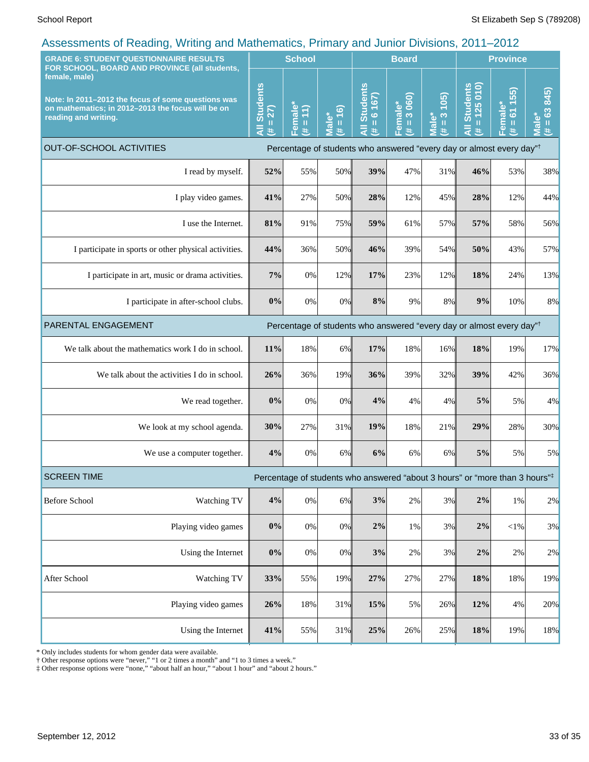## Assessments of Reading, Writing and Mathematics, Primary and Junior Divisions, 2011–2012

| GRADE 6: STUDENT QUESTIONNAIRE RESULTS FOR SCHOOL, BOARD AND PROVINCE (all students, female, male)<br><br>Note: In 2011–2012 the focus of some questions was on mathematics; in 2012–2013 the focus will be on reading and writing. | School | | | Board | | | Province | | |
|---|---|---|---|---|---|---|---|---|---|
| | All Students (# = 27) | Female* (# = 11) | Male* (# = 16) | All Students (# = 6 167) | Female* (# = 3 060) | Male* (# = 3 105) | All Students (# = 125 010) | Female* (# = 61 155) | Male* (# = 63 845) |
| **OUT-OF-SCHOOL ACTIVITIES** | Percentage of students who answered "every day or almost every day"† | | | | | | | | |
| I read by myself. | **52%** | 55% | 50% | **39%** | 47% | 31% | **46%** | 53% | 38% |
| I play video games. | **41%** | 27% | 50% | **28%** | 12% | 45% | **28%** | 12% | 44% |
| I use the Internet. | **81%** | 91% | 75% | **59%** | 61% | 57% | **57%** | 58% | 56% |
| I participate in sports or other physical activities. | **44%** | 36% | 50% | **46%** | 39% | 54% | **50%** | 43% | 57% |
| I participate in art, music or drama activities. | **7%** | 0% | 12% | **17%** | 23% | 12% | **18%** | 24% | 13% |
| I participate in after-school clubs. | **0%** | 0% | 0% | **8%** | 9% | 8% | **9%** | 10% | 8% |
| **PARENTAL ENGAGEMENT** | Percentage of students who answered "every day or almost every day"† | | | | | | | | |
| We talk about the mathematics work I do in school. | **11%** | 18% | 6% | **17%** | 18% | 16% | **18%** | 19% | 17% |
| We talk about the activities I do in school. | **26%** | 36% | 19% | **36%** | 39% | 32% | **39%** | 42% | 36% |
| We read together. | **0%** | 0% | 0% | **4%** | 4% | 4% | **5%** | 5% | 4% |
| We look at my school agenda. | **30%** | 27% | 31% | **19%** | 18% | 21% | **29%** | 28% | 30% |
| We use a computer together. | **4%** | 0% | 6% | **6%** | 6% | 6% | **5%** | 5% | 5% |
| **SCREEN TIME** | Percentage of students who answered "about 3 hours" or "more than 3 hours"‡ | | | | | | | | |
| Before School — Watching TV | **4%** | 0% | 6% | **3%** | 2% | 3% | **2%** | 1% | 2% |
| Before School — Playing video games | **0%** | 0% | 0% | **2%** | 1% | 3% | **2%** | <1% | 3% |
| Before School — Using the Internet | **0%** | 0% | 0% | **3%** | 2% | 3% | **2%** | 2% | 2% |
| After School — Watching TV | **33%** | 55% | 19% | **27%** | 27% | 27% | **18%** | 18% | 19% |
| After School — Playing video games | **26%** | 18% | 31% | **15%** | 5% | 26% | **12%** | 4% | 20% |
| After School — Using the Internet | **41%** | 55% | 31% | **25%** | 26% | 25% | **18%** | 19% | 18% |

\* Only includes students for whom gender data were available.
† Other response options were "never," "1 or 2 times a month" and "1 to 3 times a week."
‡ Other response options were "none," "about half an hour," "about 1 hour" and "about 2 hours."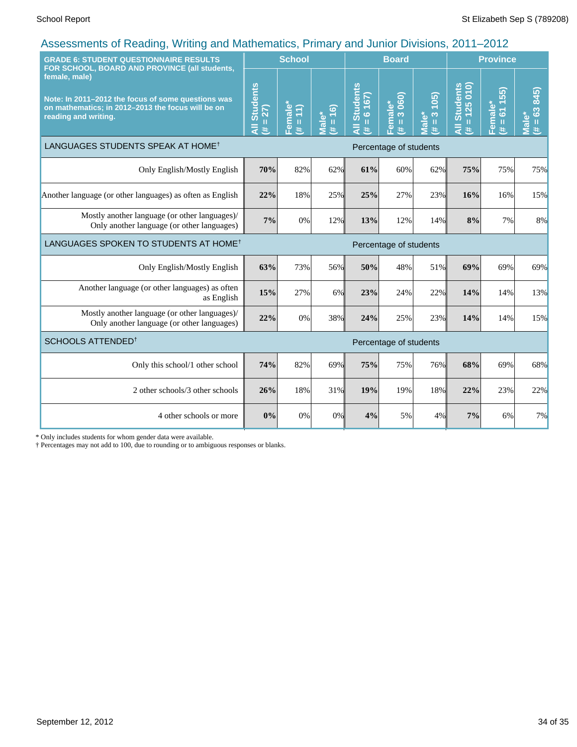## Assessments of Reading, Writing and Mathematics, Primary and Junior Divisions, 2011–2012

| GRADE 6: STUDENT QUESTIONNAIRE RESULTS FOR SCHOOL, BOARD AND PROVINCE (all students, female, male)<br><br>Note: In 2011–2012 the focus of some questions was on mathematics; in 2012–2013 the focus will be on reading and writing. | School | | | Board | | | Province | | |
|---|---|---|---|---|---|---|---|---|---|
| | All Students (# = 27) | Female* (# = 11) | Male* (# = 16) | All Students (# = 6 167) | Female* (# = 3 060) | Male* (# = 3 105) | All Students (# = 125 010) | Female* (# = 61 155) | Male* (# = 63 845) |
| **LANGUAGES STUDENTS SPEAK AT HOME†** | Percentage of students | | | | | | | | |
| Only English/Mostly English | **70%** | 82% | 62% | **61%** | 60% | 62% | **75%** | 75% | 75% |
| Another language (or other languages) as often as English | **22%** | 18% | 25% | **25%** | 27% | 23% | **16%** | 16% | 15% |
| Mostly another language (or other languages)/ Only another language (or other languages) | **7%** | 0% | 12% | **13%** | 12% | 14% | **8%** | 7% | 8% |
| **LANGUAGES SPOKEN TO STUDENTS AT HOME†** | Percentage of students | | | | | | | | |
| Only English/Mostly English | **63%** | 73% | 56% | **50%** | 48% | 51% | **69%** | 69% | 69% |
| Another language (or other languages) as often as English | **15%** | 27% | 6% | **23%** | 24% | 22% | **14%** | 14% | 13% |
| Mostly another language (or other languages)/ Only another language (or other languages) | **22%** | 0% | 38% | **24%** | 25% | 23% | **14%** | 14% | 15% |
| **SCHOOLS ATTENDED†** | Percentage of students | | | | | | | | |
| Only this school/1 other school | **74%** | 82% | 69% | **75%** | 75% | 76% | **68%** | 69% | 68% |
| 2 other schools/3 other schools | **26%** | 18% | 31% | **19%** | 19% | 18% | **22%** | 23% | 22% |
| 4 other schools or more | **0%** | 0% | 0% | **4%** | 5% | 4% | **7%** | 6% | 7% |

\* Only includes students for whom gender data were available.
† Percentages may not add to 100, due to rounding or to ambiguous responses or blanks.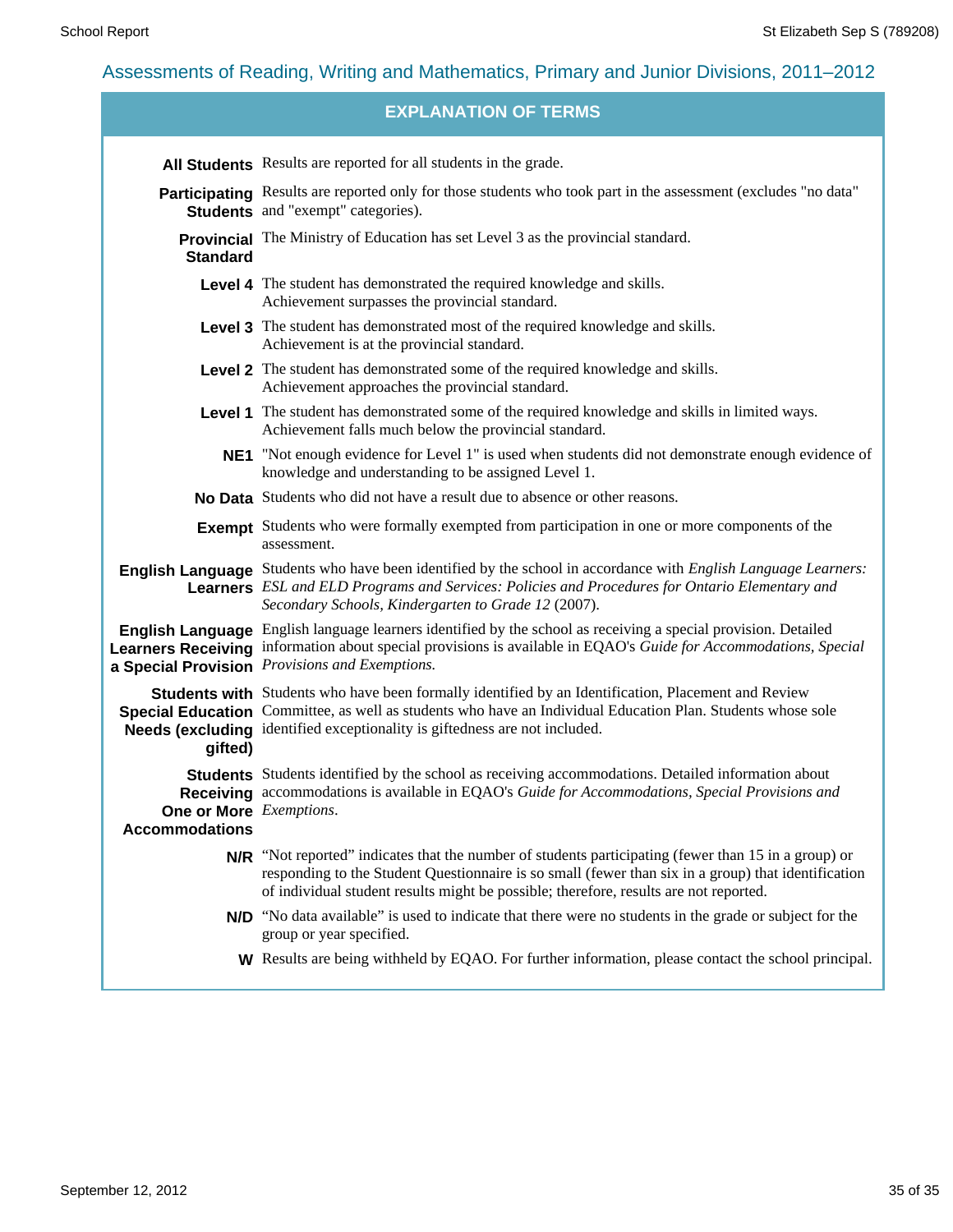## Assessments of Reading, Writing and Mathematics, Primary and Junior Divisions, 2011–2012

### EXPLANATION OF TERMS

**All Students** Results are reported for all students in the grade.

**Participating Students** Results are reported only for those students who took part in the assessment (excludes "no data" and "exempt" categories).

**Provincial Standard** The Ministry of Education has set Level 3 as the provincial standard.

**Level 4** The student has demonstrated the required knowledge and skills. Achievement surpasses the provincial standard.

**Level 3** The student has demonstrated most of the required knowledge and skills. Achievement is at the provincial standard.

**Level 2** The student has demonstrated some of the required knowledge and skills. Achievement approaches the provincial standard.

**Level 1** The student has demonstrated some of the required knowledge and skills in limited ways. Achievement falls much below the provincial standard.

**NE1** "Not enough evidence for Level 1" is used when students did not demonstrate enough evidence of knowledge and understanding to be assigned Level 1.

**No Data** Students who did not have a result due to absence or other reasons.

**Exempt** Students who were formally exempted from participation in one or more components of the assessment.

**English Language Learners** Students who have been identified by the school in accordance with *English Language Learners: ESL and ELD Programs and Services: Policies and Procedures for Ontario Elementary and Secondary Schools, Kindergarten to Grade 12* (2007).

**English Language Learners Receiving a Special Provision** English language learners identified by the school as receiving a special provision. Detailed information about special provisions is available in EQAO's *Guide for Accommodations, Special Provisions and Exemptions.*

**Students with Special Education Needs (excluding gifted)** Students who have been formally identified by an Identification, Placement and Review Committee, as well as students who have an Individual Education Plan. Students whose sole identified exceptionality is giftedness are not included.

**Students Receiving One or More Accommodations** Students identified by the school as receiving accommodations. Detailed information about accommodations is available in EQAO's *Guide for Accommodations, Special Provisions and Exemptions*.

**N/R** "Not reported" indicates that the number of students participating (fewer than 15 in a group) or responding to the Student Questionnaire is so small (fewer than six in a group) that identification of individual student results might be possible; therefore, results are not reported.

**N/D** "No data available" is used to indicate that there were no students in the grade or subject for the group or year specified.

**W** Results are being withheld by EQAO. For further information, please contact the school principal.